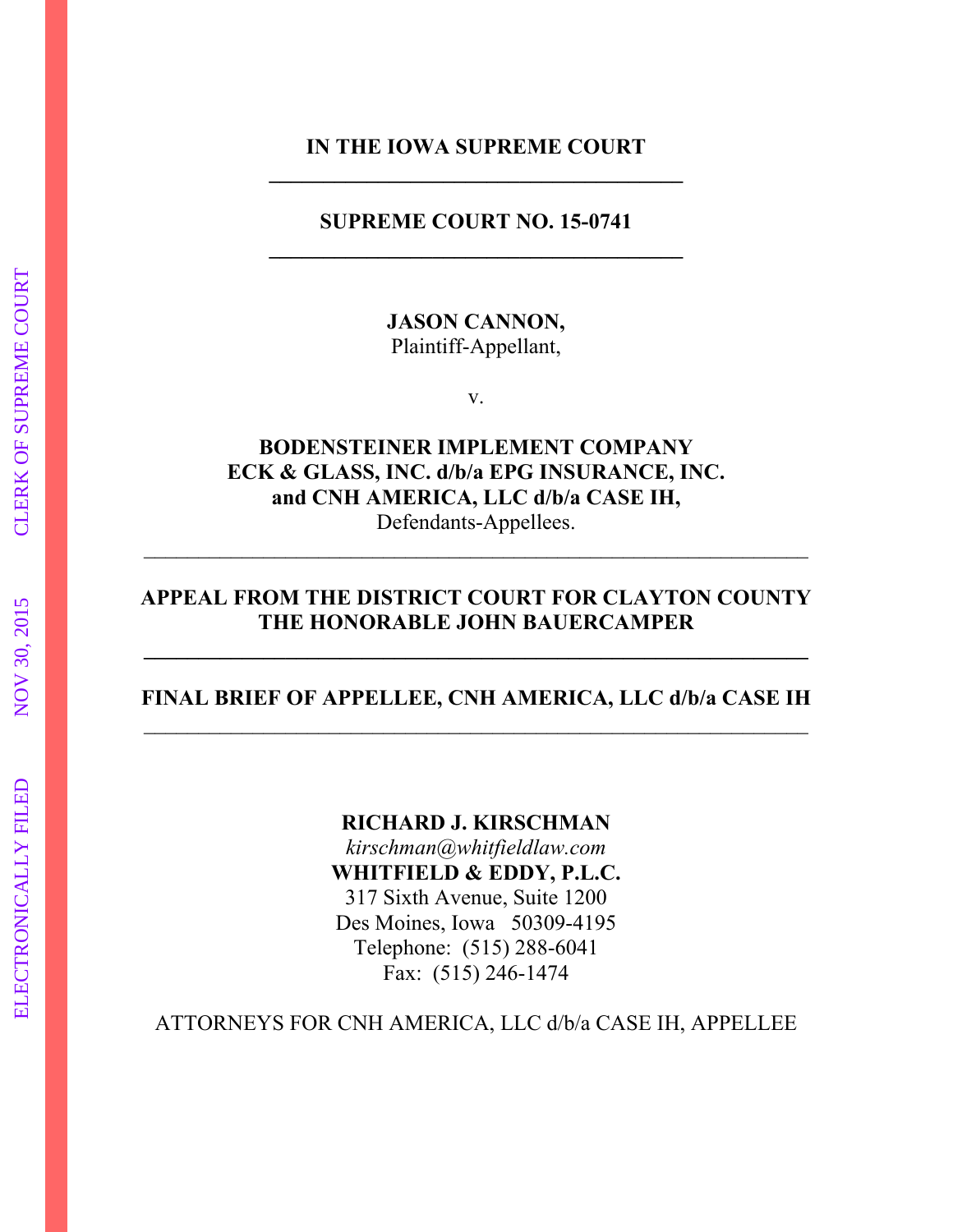**IN THE IOWA SUPREME COURT**

---

**SUPREME COURT NO. 15-0741**

---

**JASON CANNON,**
Plaintiff-Appellant,

v.

**BODENSTEINER IMPLEMENT COMPANY**
**ECK & GLASS, INC. d/b/a EPG INSURANCE, INC.**
**and CNH AMERICA, LLC d/b/a CASE IH,**
Defendants-Appellees.

---

**APPEAL FROM THE DISTRICT COURT FOR CLAYTON COUNTY**
**THE HONORABLE JOHN BAUERCAMPER**

---

**FINAL BRIEF OF APPELLEE, CNH AMERICA, LLC d/b/a CASE IH**

---

**RICHARD J. KIRSCHMAN**
*kirschman@whitfieldlaw.com*
**WHITFIELD & EDDY, P.L.C.**
317 Sixth Avenue, Suite 1200
Des Moines, Iowa 50309-4195
Telephone: (515) 288-6041
Fax: (515) 246-1474

ATTORNEYS FOR CNH AMERICA, LLC d/b/a CASE IH, APPELLEE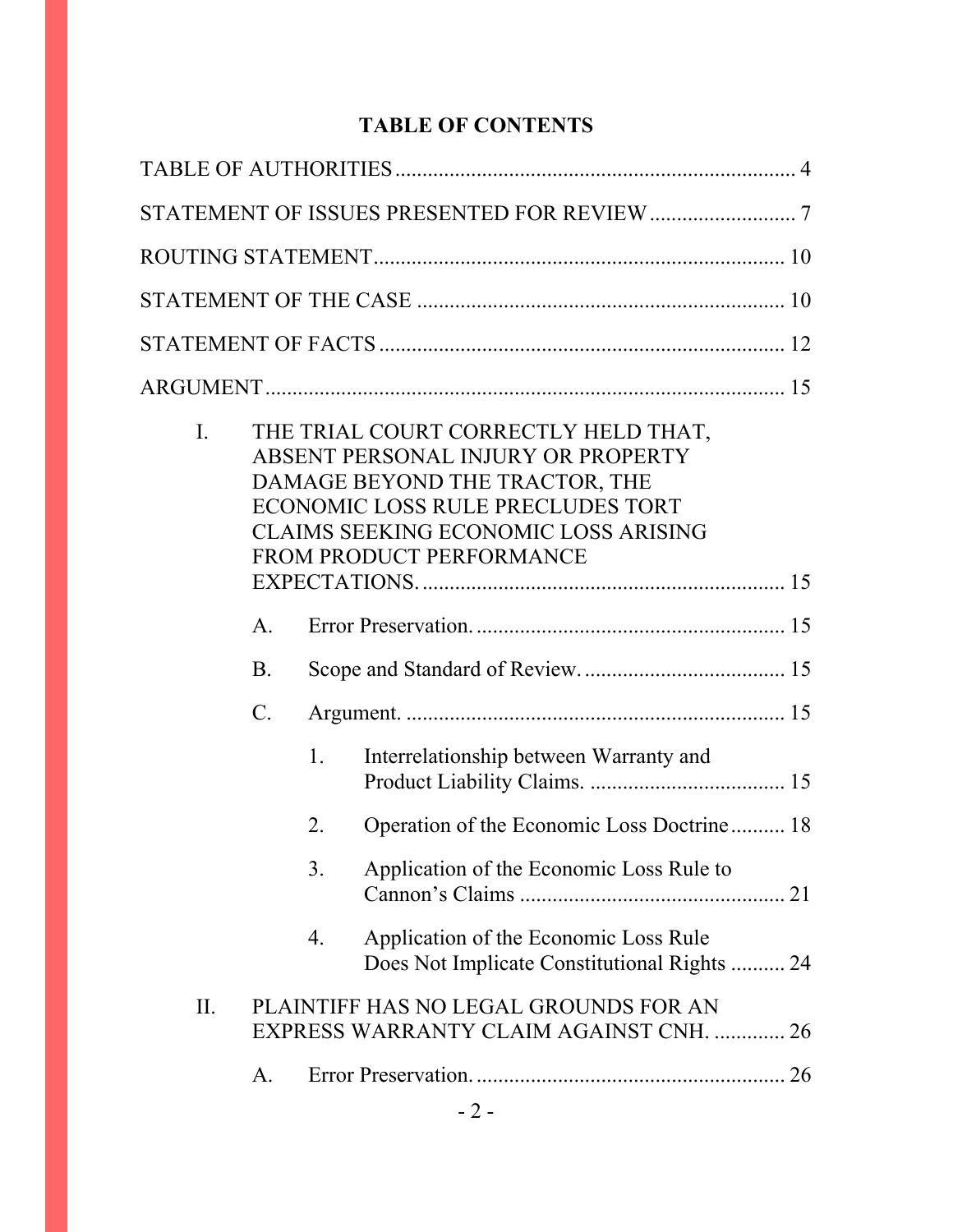# TABLE OF CONTENTS

TABLE OF AUTHORITIES ........................................................................ 4

STATEMENT OF ISSUES PRESENTED FOR REVIEW ........................... 7

ROUTING STATEMENT.......................................................................... 10

STATEMENT OF THE CASE .................................................................. 10

STATEMENT OF FACTS ......................................................................... 12

ARGUMENT.............................................................................................. 15

- I. THE TRIAL COURT CORRECTLY HELD THAT, ABSENT PERSONAL INJURY OR PROPERTY DAMAGE BEYOND THE TRACTOR, THE ECONOMIC LOSS RULE PRECLUDES TORT CLAIMS SEEKING ECONOMIC LOSS ARISING FROM PRODUCT PERFORMANCE EXPECTATIONS. ................................................................ 15
  - A. Error Preservation. ........................................................ 15
  - B. Scope and Standard of Review. .................................... 15
  - C. Argument. .................................................................... 15
    - 1. Interrelationship between Warranty and Product Liability Claims. .................................. 15
    - 2. Operation of the Economic Loss Doctrine .......... 18
    - 3. Application of the Economic Loss Rule to Cannon's Claims ................................................ 21
    - 4. Application of the Economic Loss Rule Does Not Implicate Constitutional Rights .......... 24
- II. PLAINTIFF HAS NO LEGAL GROUNDS FOR AN EXPRESS WARRANTY CLAIM AGAINST CNH. ............. 26
  - A. Error Preservation. ........................................................ 26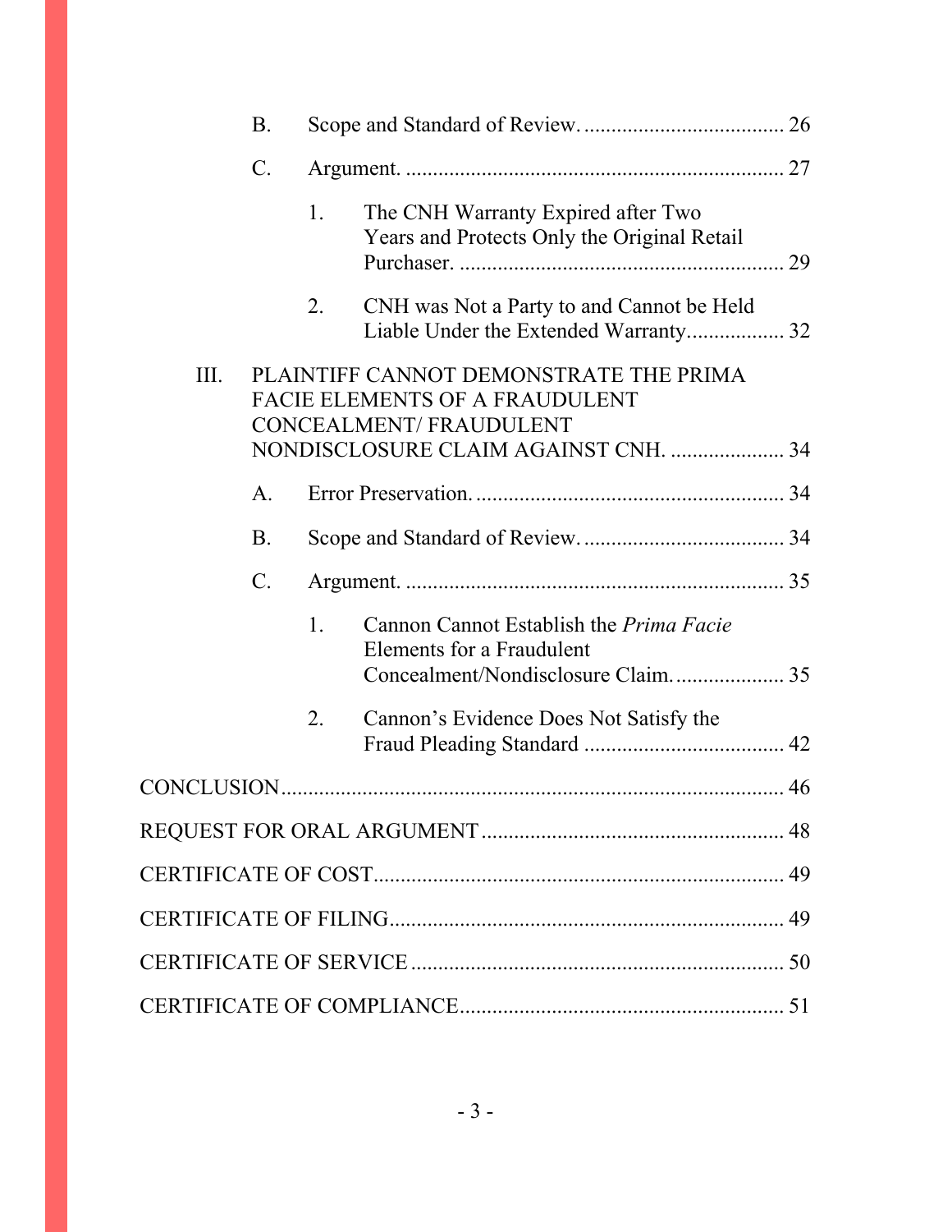B. Scope and Standard of Review. ..................................... 26

C. Argument. ...................................................................... 27

1. The CNH Warranty Expired after Two Years and Protects Only the Original Retail Purchaser. ........................................................... 29

2. CNH was Not a Party to and Cannot be Held Liable Under the Extended Warranty.................. 32

III. PLAINTIFF CANNOT DEMONSTRATE THE PRIMA FACIE ELEMENTS OF A FRAUDULENT CONCEALMENT/ FRAUDULENT NONDISCLOSURE CLAIM AGAINST CNH. ..................... 34

A. Error Preservation. ......................................................... 34

B. Scope and Standard of Review. ..................................... 34

C. Argument. ...................................................................... 35

1. Cannon Cannot Establish the *Prima Facie* Elements for a Fraudulent Concealment/Nondisclosure Claim. .................... 35

2. Cannon's Evidence Does Not Satisfy the Fraud Pleading Standard ..................................... 42

CONCLUSION............................................................................................ 46

REQUEST FOR ORAL ARGUMENT ....................................................... 48

CERTIFICATE OF COST........................................................................... 49

CERTIFICATE OF FILING........................................................................ 49

CERTIFICATE OF SERVICE .................................................................... 50

CERTIFICATE OF COMPLIANCE............................................................ 51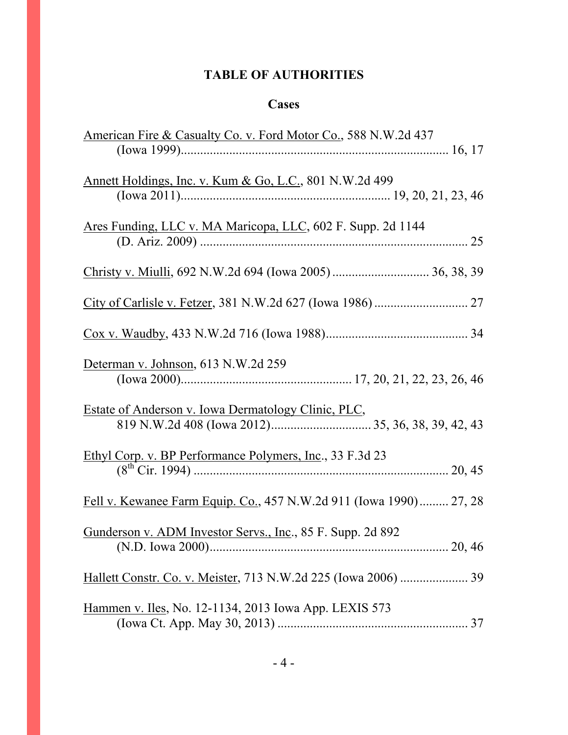# TABLE OF AUTHORITIES

## Cases

<u>American Fire & Casualty Co. v. Ford Motor Co.</u>, 588 N.W.2d 437 (Iowa 1999)........................................................................ 16, 17

<u>Annett Holdings, Inc. v. Kum & Go, L.C.</u>, 801 N.W.2d 499 (Iowa 2011)................................................................ 19, 20, 21, 23, 46

<u>Ares Funding, LLC v. MA Maricopa, LLC</u>, 602 F. Supp. 2d 1144 (D. Ariz. 2009) ................................................................................... 25

<u>Christy v. Miulli</u>, 692 N.W.2d 694 (Iowa 2005) .............................. 36, 38, 39

<u>City of Carlisle v. Fetzer</u>, 381 N.W.2d 627 (Iowa 1986) ............................ 27

<u>Cox v. Waudby</u>, 433 N.W.2d 716 (Iowa 1988)............................................ 34

<u>Determan v. Johnson</u>, 613 N.W.2d 259 (Iowa 2000).................................................... 17, 20, 21, 22, 23, 26, 46

<u>Estate of Anderson v. Iowa Dermatology Clinic, PLC</u>, 819 N.W.2d 408 (Iowa 2012)............................... 35, 36, 38, 39, 42, 43

<u>Ethyl Corp. v. BP Performance Polymers, Inc</u>., 33 F.3d 23 (8th Cir. 1994) ............................................................................... 20, 45

<u>Fell v. Kewanee Farm Equip. Co.</u>, 457 N.W.2d 911 (Iowa 1990)......... 27, 28

<u>Gunderson v. ADM Investor Servs., Inc</u>., 85 F. Supp. 2d 892 (N.D. Iowa 2000)......................................................................... 20, 46

<u>Hallett Constr. Co. v. Meister</u>, 713 N.W.2d 225 (Iowa 2006) ..................... 39

<u>Hammen v. Iles</u>, No. 12-1134, 2013 Iowa App. LEXIS 573 (Iowa Ct. App. May 30, 2013) ........................................................... 37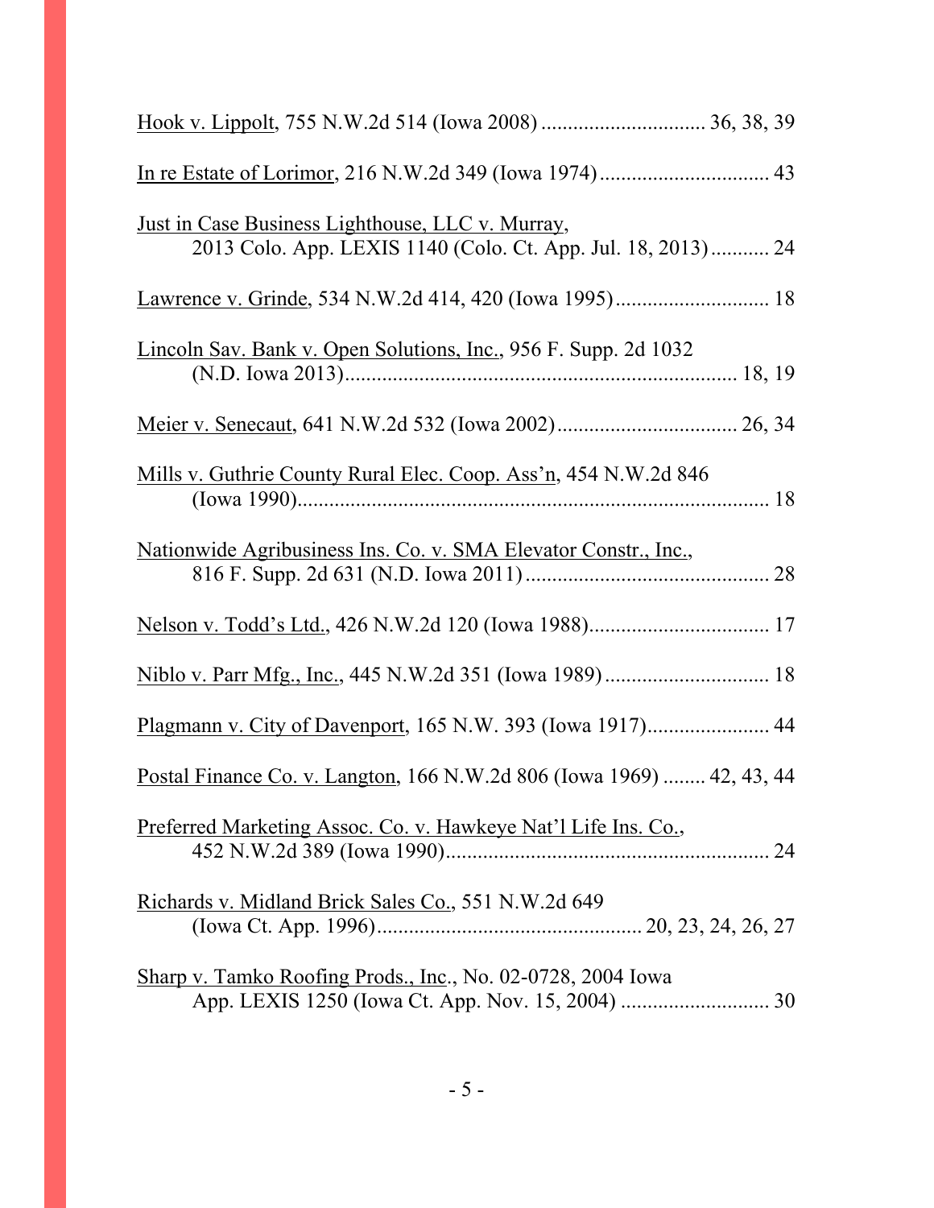<u>Hook v. Lippolt</u>, 755 N.W.2d 514 (Iowa 2008) .............................. 36, 38, 39

<u>In re Estate of Lorimor</u>, 216 N.W.2d 349 (Iowa 1974)............................... 43

<u>Just in Case Business Lighthouse, LLC v. Murray</u>,
 2013 Colo. App. LEXIS 1140 (Colo. Ct. App. Jul. 18, 2013)........... 24

<u>Lawrence v. Grinde</u>, 534 N.W.2d 414, 420 (Iowa 1995)............................ 18

<u>Lincoln Sav. Bank v. Open Solutions, Inc.</u>, 956 F. Supp. 2d 1032
 (N.D. Iowa 2013)......................................................................... 18, 19

<u>Meier v. Senecaut</u>, 641 N.W.2d 532 (Iowa 2002)................................. 26, 34

<u>Mills v. Guthrie County Rural Elec. Coop. Ass'n</u>, 454 N.W.2d 846
 (Iowa 1990)........................................................................................ 18

<u>Nationwide Agribusiness Ins. Co. v. SMA Elevator Constr., Inc.</u>,
 816 F. Supp. 2d 631 (N.D. Iowa 2011)............................................. 28

<u>Nelson v. Todd's Ltd.</u>, 426 N.W.2d 120 (Iowa 1988)................................. 17

<u>Niblo v. Parr Mfg., Inc.</u>, 445 N.W.2d 351 (Iowa 1989).............................. 18

<u>Plagmann v. City of Davenport</u>, 165 N.W. 393 (Iowa 1917)....................... 44

<u>Postal Finance Co. v. Langton</u>, 166 N.W.2d 806 (Iowa 1969) ........ 42, 43, 44

<u>Preferred Marketing Assoc. Co. v. Hawkeye Nat'l Life Ins. Co.</u>,
 452 N.W.2d 389 (Iowa 1990)............................................................. 24

<u>Richards v. Midland Brick Sales Co.</u>, 551 N.W.2d 649
 (Iowa Ct. App. 1996)................................................. 20, 23, 24, 26, 27

<u>Sharp v. Tamko Roofing Prods., Inc</u>., No. 02-0728, 2004 Iowa
 App. LEXIS 1250 (Iowa Ct. App. Nov. 15, 2004) ............................ 30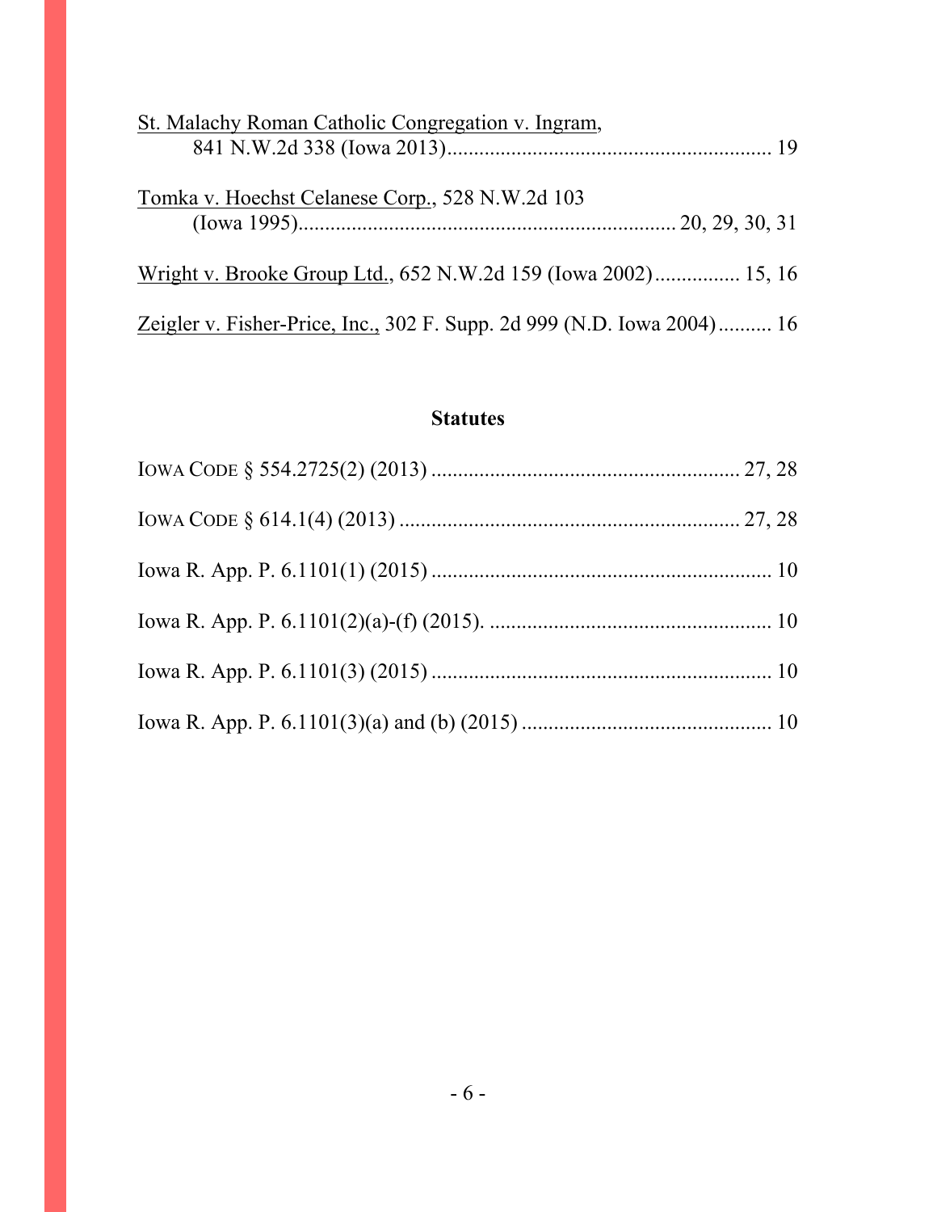St. Malachy Roman Catholic Congregation v. Ingram, 841 N.W.2d 338 (Iowa 2013)............................................................ 19

Tomka v. Hoechst Celanese Corp., 528 N.W.2d 103 (Iowa 1995)...................................................................... 20, 29, 30, 31

Wright v. Brooke Group Ltd., 652 N.W.2d 159 (Iowa 2002)................ 15, 16

Zeigler v. Fisher-Price, Inc., 302 F. Supp. 2d 999 (N.D. Iowa 2004).......... 16

## Statutes

IOWA CODE § 554.2725(2) (2013) .......................................................... 27, 28

IOWA CODE § 614.1(4) (2013) ................................................................ 27, 28

Iowa R. App. P. 6.1101(1) (2015) ................................................................ 10

Iowa R. App. P. 6.1101(2)(a)-(f) (2015). ..................................................... 10

Iowa R. App. P. 6.1101(3) (2015) ................................................................ 10

Iowa R. App. P. 6.1101(3)(a) and (b) (2015) ............................................... 10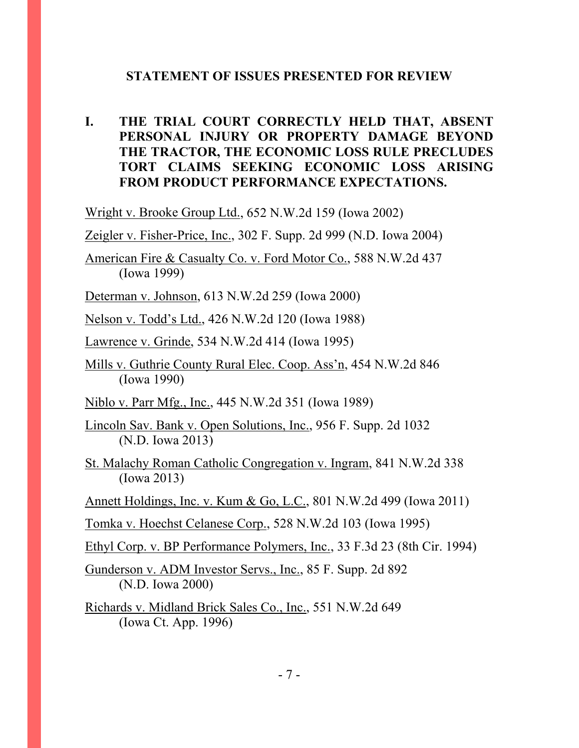## STATEMENT OF ISSUES PRESENTED FOR REVIEW

### I. THE TRIAL COURT CORRECTLY HELD THAT, ABSENT PERSONAL INJURY OR PROPERTY DAMAGE BEYOND THE TRACTOR, THE ECONOMIC LOSS RULE PRECLUDES TORT CLAIMS SEEKING ECONOMIC LOSS ARISING FROM PRODUCT PERFORMANCE EXPECTATIONS.

Wright v. Brooke Group Ltd., 652 N.W.2d 159 (Iowa 2002)

Zeigler v. Fisher-Price, Inc., 302 F. Supp. 2d 999 (N.D. Iowa 2004)

American Fire & Casualty Co. v. Ford Motor Co., 588 N.W.2d 437 (Iowa 1999)

Determan v. Johnson, 613 N.W.2d 259 (Iowa 2000)

Nelson v. Todd's Ltd., 426 N.W.2d 120 (Iowa 1988)

Lawrence v. Grinde, 534 N.W.2d 414 (Iowa 1995)

Mills v. Guthrie County Rural Elec. Coop. Ass'n, 454 N.W.2d 846 (Iowa 1990)

Niblo v. Parr Mfg., Inc., 445 N.W.2d 351 (Iowa 1989)

Lincoln Sav. Bank v. Open Solutions, Inc., 956 F. Supp. 2d 1032 (N.D. Iowa 2013)

St. Malachy Roman Catholic Congregation v. Ingram, 841 N.W.2d 338 (Iowa 2013)

Annett Holdings, Inc. v. Kum & Go, L.C., 801 N.W.2d 499 (Iowa 2011)

Tomka v. Hoechst Celanese Corp., 528 N.W.2d 103 (Iowa 1995)

Ethyl Corp. v. BP Performance Polymers, Inc., 33 F.3d 23 (8th Cir. 1994)

Gunderson v. ADM Investor Servs., Inc., 85 F. Supp. 2d 892 (N.D. Iowa 2000)

Richards v. Midland Brick Sales Co., Inc., 551 N.W.2d 649 (Iowa Ct. App. 1996)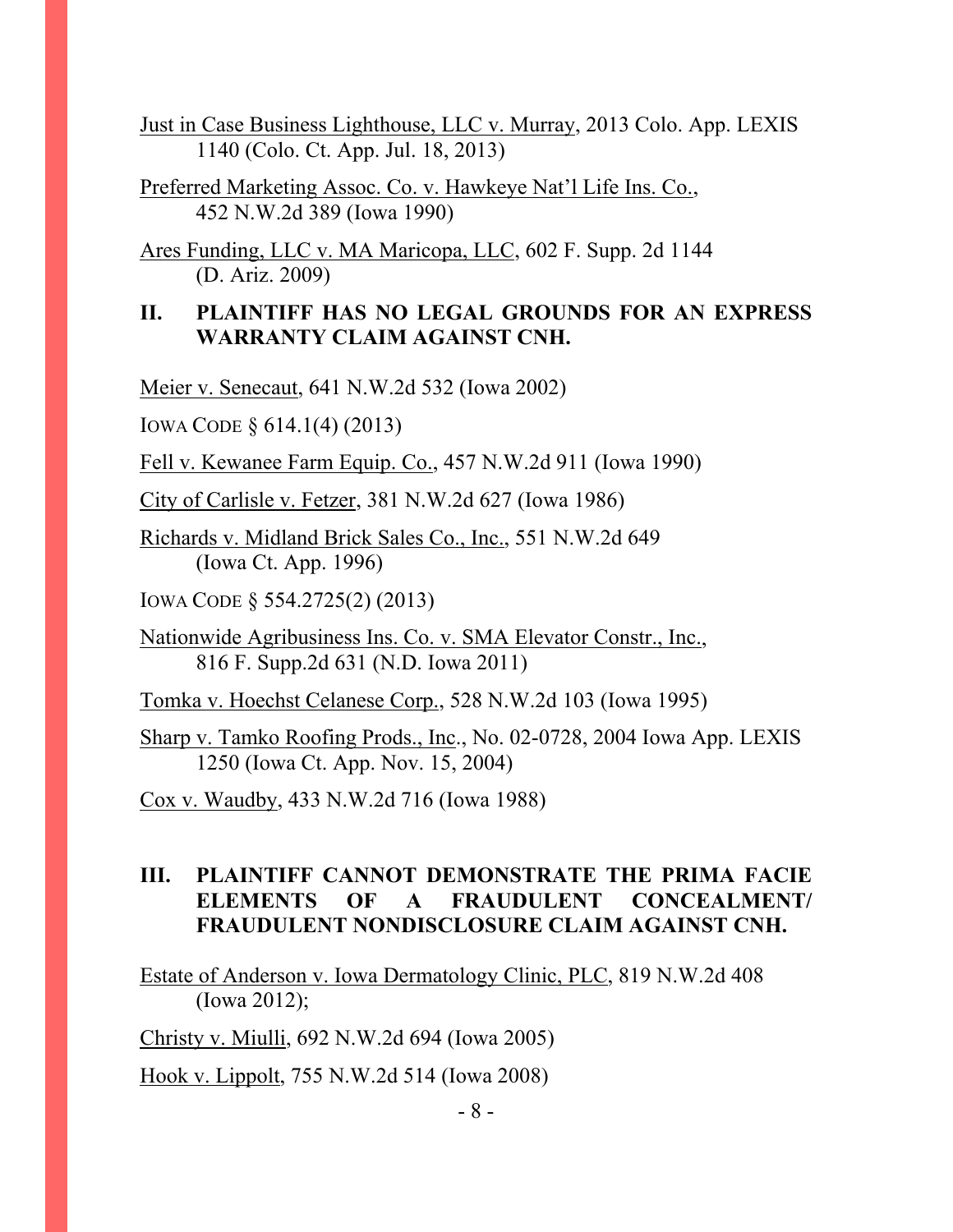Just in Case Business Lighthouse, LLC v. Murray, 2013 Colo. App. LEXIS 1140 (Colo. Ct. App. Jul. 18, 2013)

Preferred Marketing Assoc. Co. v. Hawkeye Nat'l Life Ins. Co., 452 N.W.2d 389 (Iowa 1990)

Ares Funding, LLC v. MA Maricopa, LLC, 602 F. Supp. 2d 1144 (D. Ariz. 2009)

## II. PLAINTIFF HAS NO LEGAL GROUNDS FOR AN EXPRESS WARRANTY CLAIM AGAINST CNH.

Meier v. Senecaut, 641 N.W.2d 532 (Iowa 2002)

IOWA CODE § 614.1(4) (2013)

Fell v. Kewanee Farm Equip. Co., 457 N.W.2d 911 (Iowa 1990)

City of Carlisle v. Fetzer, 381 N.W.2d 627 (Iowa 1986)

Richards v. Midland Brick Sales Co., Inc., 551 N.W.2d 649 (Iowa Ct. App. 1996)

IOWA CODE § 554.2725(2) (2013)

Nationwide Agribusiness Ins. Co. v. SMA Elevator Constr., Inc., 816 F. Supp.2d 631 (N.D. Iowa 2011)

Tomka v. Hoechst Celanese Corp., 528 N.W.2d 103 (Iowa 1995)

Sharp v. Tamko Roofing Prods., Inc., No. 02-0728, 2004 Iowa App. LEXIS 1250 (Iowa Ct. App. Nov. 15, 2004)

Cox v. Waudby, 433 N.W.2d 716 (Iowa 1988)

## III. PLAINTIFF CANNOT DEMONSTRATE THE PRIMA FACIE ELEMENTS OF A FRAUDULENT CONCEALMENT/ FRAUDULENT NONDISCLOSURE CLAIM AGAINST CNH.

Estate of Anderson v. Iowa Dermatology Clinic, PLC, 819 N.W.2d 408 (Iowa 2012);

Christy v. Miulli, 692 N.W.2d 694 (Iowa 2005)

Hook v. Lippolt, 755 N.W.2d 514 (Iowa 2008)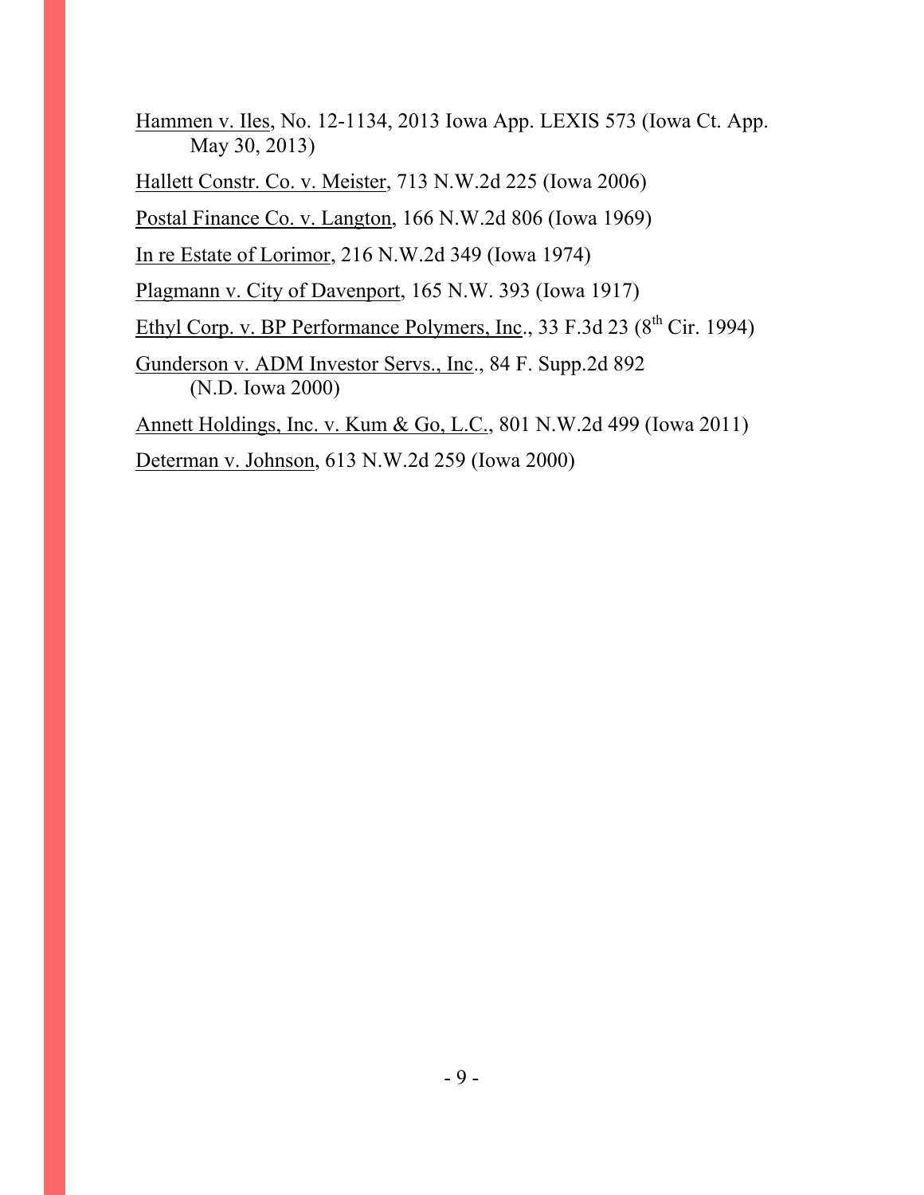Hammen v. Iles, No. 12-1134, 2013 Iowa App. LEXIS 573 (Iowa Ct. App. May 30, 2013)

Hallett Constr. Co. v. Meister, 713 N.W.2d 225 (Iowa 2006)

Postal Finance Co. v. Langton, 166 N.W.2d 806 (Iowa 1969)

In re Estate of Lorimor, 216 N.W.2d 349 (Iowa 1974)

Plagmann v. City of Davenport, 165 N.W. 393 (Iowa 1917)

Ethyl Corp. v. BP Performance Polymers, Inc., 33 F.3d 23 (8th Cir. 1994)

Gunderson v. ADM Investor Servs., Inc., 84 F. Supp.2d 892 (N.D. Iowa 2000)

Annett Holdings, Inc. v. Kum & Go, L.C., 801 N.W.2d 499 (Iowa 2011)

Determan v. Johnson, 613 N.W.2d 259 (Iowa 2000)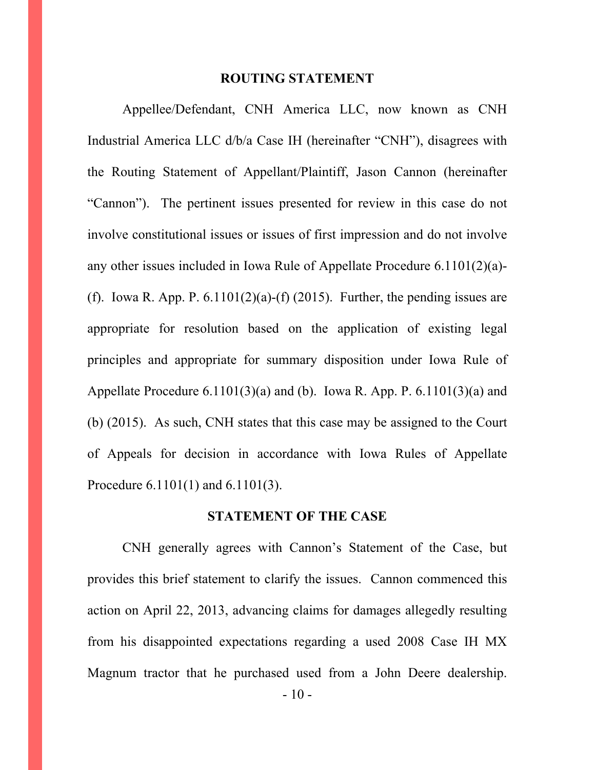## ROUTING STATEMENT

Appellee/Defendant, CNH America LLC, now known as CNH Industrial America LLC d/b/a Case IH (hereinafter "CNH"), disagrees with the Routing Statement of Appellant/Plaintiff, Jason Cannon (hereinafter "Cannon"). The pertinent issues presented for review in this case do not involve constitutional issues or issues of first impression and do not involve any other issues included in Iowa Rule of Appellate Procedure 6.1101(2)(a)-(f). Iowa R. App. P. 6.1101(2)(a)-(f) (2015). Further, the pending issues are appropriate for resolution based on the application of existing legal principles and appropriate for summary disposition under Iowa Rule of Appellate Procedure 6.1101(3)(a) and (b). Iowa R. App. P. 6.1101(3)(a) and (b) (2015). As such, CNH states that this case may be assigned to the Court of Appeals for decision in accordance with Iowa Rules of Appellate Procedure 6.1101(1) and 6.1101(3).

## STATEMENT OF THE CASE

CNH generally agrees with Cannon's Statement of the Case, but provides this brief statement to clarify the issues. Cannon commenced this action on April 22, 2013, advancing claims for damages allegedly resulting from his disappointed expectations regarding a used 2008 Case IH MX Magnum tractor that he purchased used from a John Deere dealership.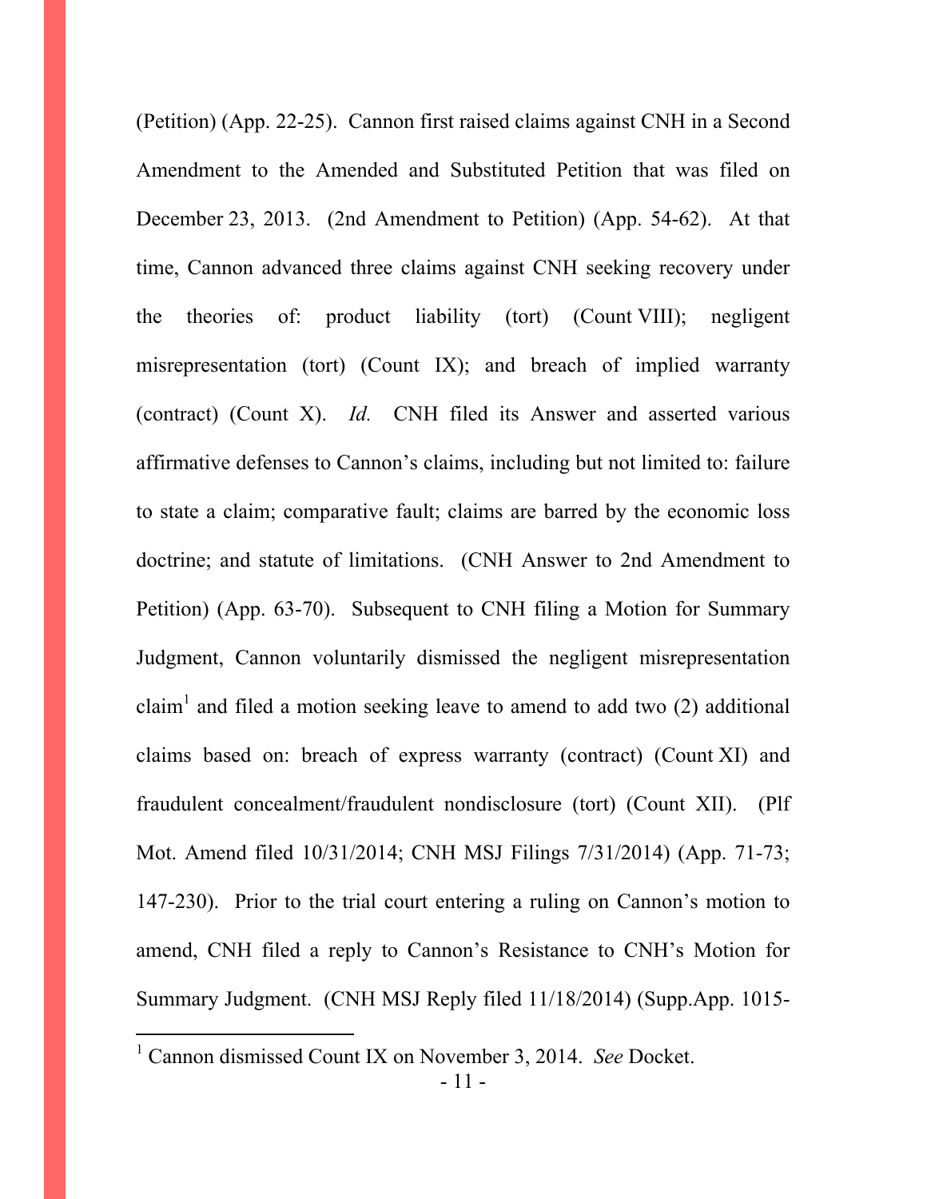(Petition) (App. 22-25). Cannon first raised claims against CNH in a Second Amendment to the Amended and Substituted Petition that was filed on December 23, 2013. (2nd Amendment to Petition) (App. 54-62). At that time, Cannon advanced three claims against CNH seeking recovery under the theories of: product liability (tort) (Count VIII); negligent misrepresentation (tort) (Count IX); and breach of implied warranty (contract) (Count X). *Id.* CNH filed its Answer and asserted various affirmative defenses to Cannon's claims, including but not limited to: failure to state a claim; comparative fault; claims are barred by the economic loss doctrine; and statute of limitations. (CNH Answer to 2nd Amendment to Petition) (App. 63-70). Subsequent to CNH filing a Motion for Summary Judgment, Cannon voluntarily dismissed the negligent misrepresentation claim[1] and filed a motion seeking leave to amend to add two (2) additional claims based on: breach of express warranty (contract) (Count XI) and fraudulent concealment/fraudulent nondisclosure (tort) (Count XII). (Plf Mot. Amend filed 10/31/2014; CNH MSJ Filings 7/31/2014) (App. 71-73; 147-230). Prior to the trial court entering a ruling on Cannon's motion to amend, CNH filed a reply to Cannon's Resistance to CNH's Motion for Summary Judgment. (CNH MSJ Reply filed 11/18/2014) (Supp.App. 1015-

[1] Cannon dismissed Count IX on November 3, 2014. *See* Docket.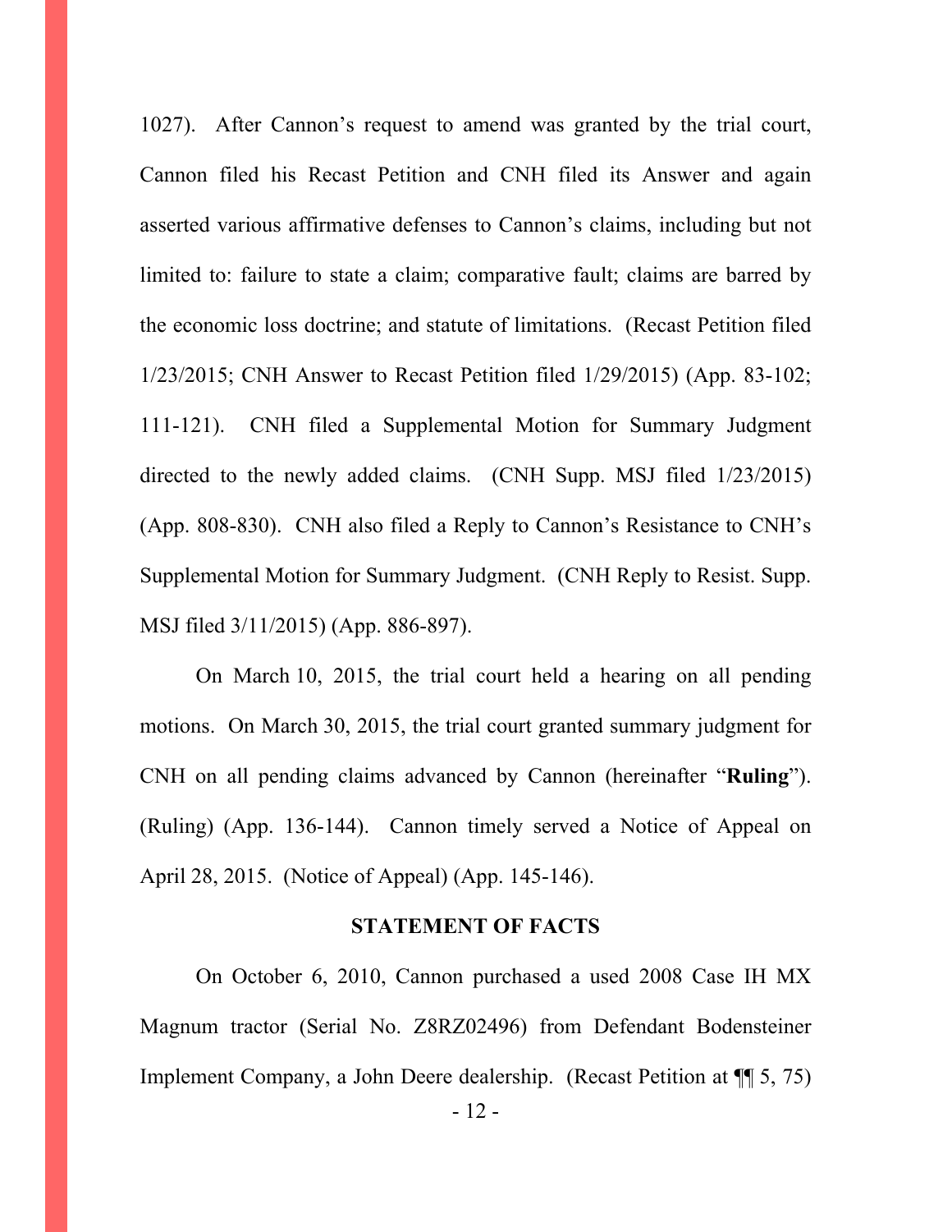1027). After Cannon's request to amend was granted by the trial court, Cannon filed his Recast Petition and CNH filed its Answer and again asserted various affirmative defenses to Cannon's claims, including but not limited to: failure to state a claim; comparative fault; claims are barred by the economic loss doctrine; and statute of limitations. (Recast Petition filed 1/23/2015; CNH Answer to Recast Petition filed 1/29/2015) (App. 83-102; 111-121). CNH filed a Supplemental Motion for Summary Judgment directed to the newly added claims. (CNH Supp. MSJ filed 1/23/2015) (App. 808-830). CNH also filed a Reply to Cannon's Resistance to CNH's Supplemental Motion for Summary Judgment. (CNH Reply to Resist. Supp. MSJ filed 3/11/2015) (App. 886-897).

On March 10, 2015, the trial court held a hearing on all pending motions. On March 30, 2015, the trial court granted summary judgment for CNH on all pending claims advanced by Cannon (hereinafter "**Ruling**"). (Ruling) (App. 136-144). Cannon timely served a Notice of Appeal on April 28, 2015. (Notice of Appeal) (App. 145-146).

## STATEMENT OF FACTS

On October 6, 2010, Cannon purchased a used 2008 Case IH MX Magnum tractor (Serial No. Z8RZ02496) from Defendant Bodensteiner Implement Company, a John Deere dealership. (Recast Petition at ¶¶ 5, 75)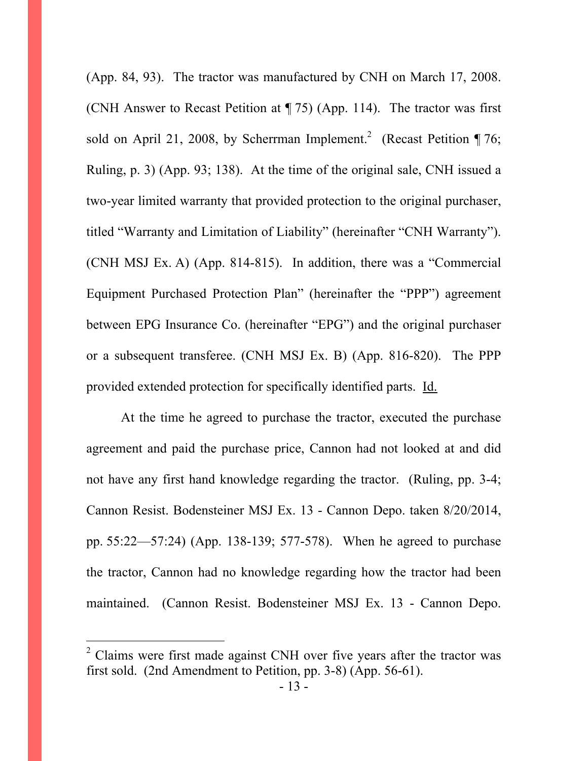(App. 84, 93). The tractor was manufactured by CNH on March 17, 2008. (CNH Answer to Recast Petition at ¶ 75) (App. 114). The tractor was first sold on April 21, 2008, by Scherrman Implement.[2] (Recast Petition ¶ 76; Ruling, p. 3) (App. 93; 138). At the time of the original sale, CNH issued a two-year limited warranty that provided protection to the original purchaser, titled "Warranty and Limitation of Liability" (hereinafter "CNH Warranty"). (CNH MSJ Ex. A) (App. 814-815). In addition, there was a "Commercial Equipment Purchased Protection Plan" (hereinafter the "PPP") agreement between EPG Insurance Co. (hereinafter "EPG") and the original purchaser or a subsequent transferee. (CNH MSJ Ex. B) (App. 816-820). The PPP provided extended protection for specifically identified parts. Id.

At the time he agreed to purchase the tractor, executed the purchase agreement and paid the purchase price, Cannon had not looked at and did not have any first hand knowledge regarding the tractor. (Ruling, pp. 3-4; Cannon Resist. Bodensteiner MSJ Ex. 13 - Cannon Depo. taken 8/20/2014, pp. 55:22—57:24) (App. 138-139; 577-578). When he agreed to purchase the tractor, Cannon had no knowledge regarding how the tractor had been maintained. (Cannon Resist. Bodensteiner MSJ Ex. 13 - Cannon Depo.

---

[2] Claims were first made against CNH over five years after the tractor was first sold. (2nd Amendment to Petition, pp. 3-8) (App. 56-61).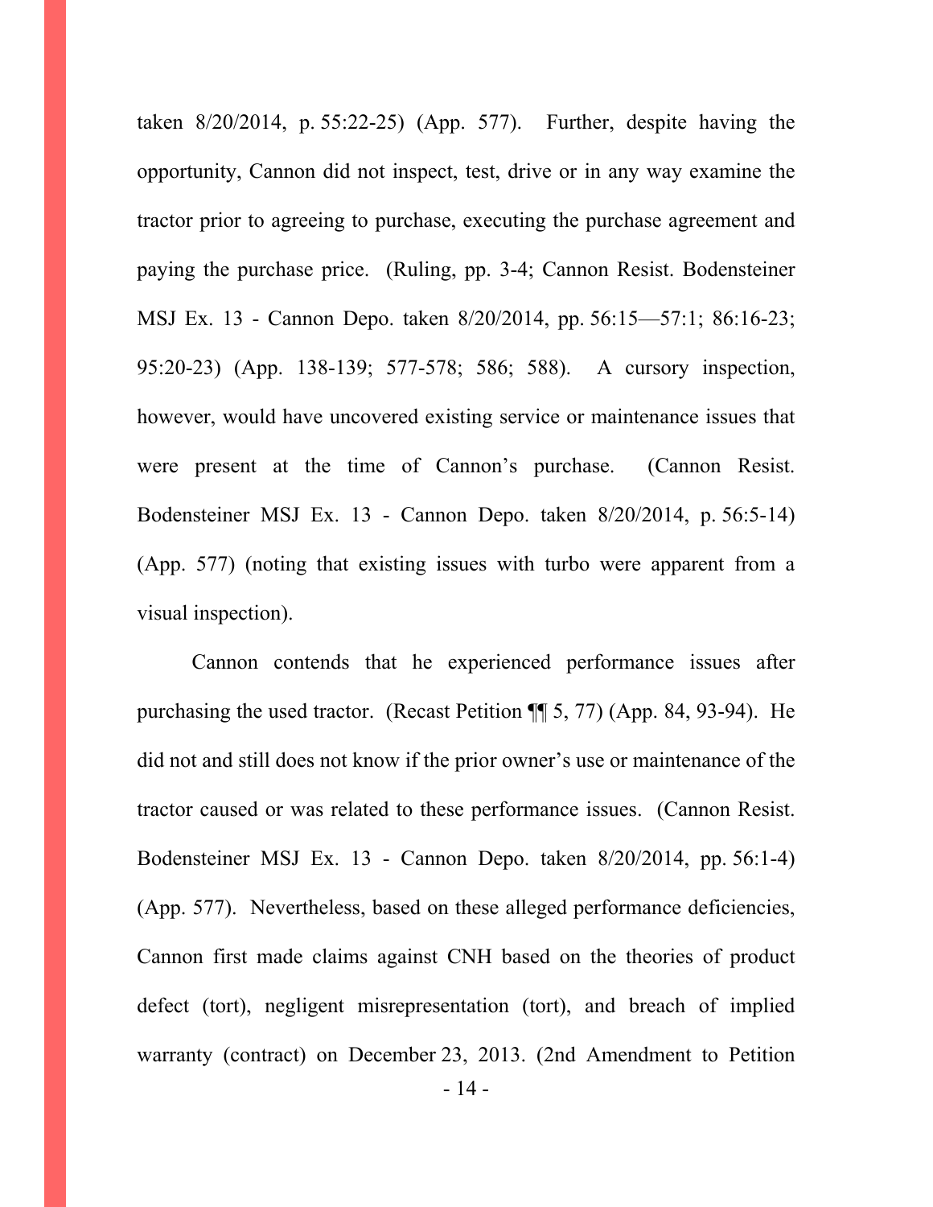taken 8/20/2014, p. 55:22-25) (App. 577). Further, despite having the opportunity, Cannon did not inspect, test, drive or in any way examine the tractor prior to agreeing to purchase, executing the purchase agreement and paying the purchase price. (Ruling, pp. 3-4; Cannon Resist. Bodensteiner MSJ Ex. 13 - Cannon Depo. taken 8/20/2014, pp. 56:15—57:1; 86:16-23; 95:20-23) (App. 138-139; 577-578; 586; 588). A cursory inspection, however, would have uncovered existing service or maintenance issues that were present at the time of Cannon's purchase. (Cannon Resist. Bodensteiner MSJ Ex. 13 - Cannon Depo. taken 8/20/2014, p. 56:5-14) (App. 577) (noting that existing issues with turbo were apparent from a visual inspection).

Cannon contends that he experienced performance issues after purchasing the used tractor. (Recast Petition ¶¶ 5, 77) (App. 84, 93-94). He did not and still does not know if the prior owner's use or maintenance of the tractor caused or was related to these performance issues. (Cannon Resist. Bodensteiner MSJ Ex. 13 - Cannon Depo. taken 8/20/2014, pp. 56:1-4) (App. 577). Nevertheless, based on these alleged performance deficiencies, Cannon first made claims against CNH based on the theories of product defect (tort), negligent misrepresentation (tort), and breach of implied warranty (contract) on December 23, 2013. (2nd Amendment to Petition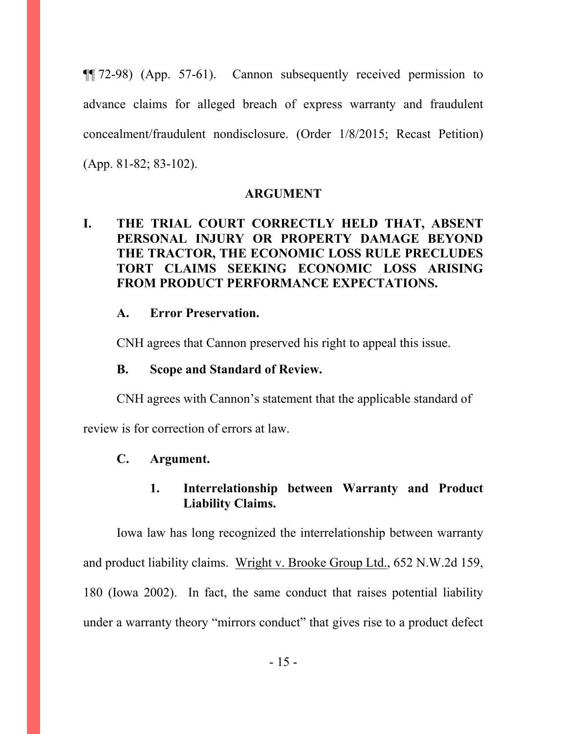¶¶ 72-98) (App. 57-61). Cannon subsequently received permission to advance claims for alleged breach of express warranty and fraudulent concealment/fraudulent nondisclosure. (Order 1/8/2015; Recast Petition) (App. 81-82; 83-102).

## ARGUMENT

### I. THE TRIAL COURT CORRECTLY HELD THAT, ABSENT PERSONAL INJURY OR PROPERTY DAMAGE BEYOND THE TRACTOR, THE ECONOMIC LOSS RULE PRECLUDES TORT CLAIMS SEEKING ECONOMIC LOSS ARISING FROM PRODUCT PERFORMANCE EXPECTATIONS.

#### A. Error Preservation.

CNH agrees that Cannon preserved his right to appeal this issue.

#### B. Scope and Standard of Review.

CNH agrees with Cannon's statement that the applicable standard of review is for correction of errors at law.

#### C. Argument.

##### 1. Interrelationship between Warranty and Product Liability Claims.

Iowa law has long recognized the interrelationship between warranty and product liability claims. Wright v. Brooke Group Ltd., 652 N.W.2d 159, 180 (Iowa 2002). In fact, the same conduct that raises potential liability under a warranty theory "mirrors conduct" that gives rise to a product defect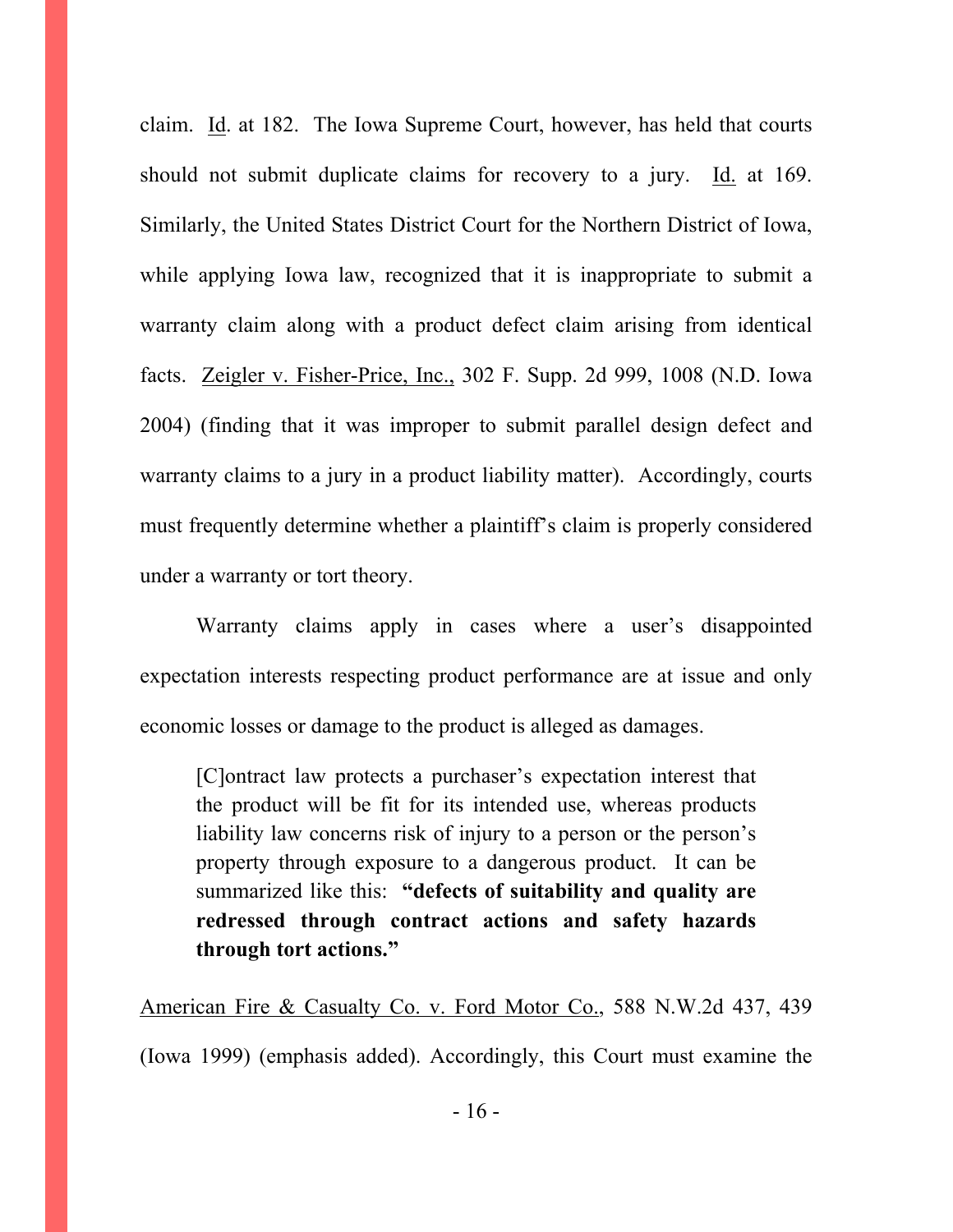claim. Id. at 182. The Iowa Supreme Court, however, has held that courts should not submit duplicate claims for recovery to a jury. Id. at 169. Similarly, the United States District Court for the Northern District of Iowa, while applying Iowa law, recognized that it is inappropriate to submit a warranty claim along with a product defect claim arising from identical facts. Zeigler v. Fisher-Price, Inc., 302 F. Supp. 2d 999, 1008 (N.D. Iowa 2004) (finding that it was improper to submit parallel design defect and warranty claims to a jury in a product liability matter). Accordingly, courts must frequently determine whether a plaintiff's claim is properly considered under a warranty or tort theory.

Warranty claims apply in cases where a user's disappointed expectation interests respecting product performance are at issue and only economic losses or damage to the product is alleged as damages.

> [C]ontract law protects a purchaser's expectation interest that the product will be fit for its intended use, whereas products liability law concerns risk of injury to a person or the person's property through exposure to a dangerous product. It can be summarized like this: **"defects of suitability and quality are redressed through contract actions and safety hazards through tort actions."**

American Fire & Casualty Co. v. Ford Motor Co., 588 N.W.2d 437, 439 (Iowa 1999) (emphasis added). Accordingly, this Court must examine the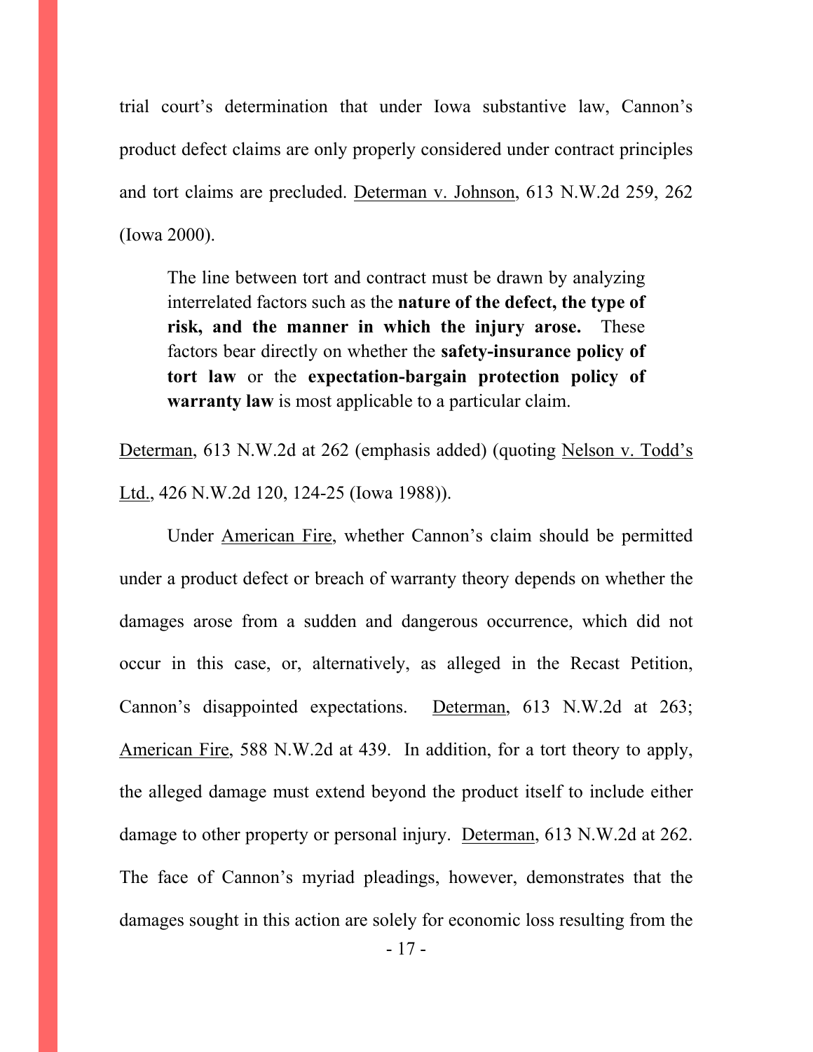trial court's determination that under Iowa substantive law, Cannon's product defect claims are only properly considered under contract principles and tort claims are precluded. Determan v. Johnson, 613 N.W.2d 259, 262 (Iowa 2000).

> The line between tort and contract must be drawn by analyzing interrelated factors such as the **nature of the defect, the type of risk, and the manner in which the injury arose.** These factors bear directly on whether the **safety-insurance policy of tort law** or the **expectation-bargain protection policy of warranty law** is most applicable to a particular claim.

Determan, 613 N.W.2d at 262 (emphasis added) (quoting Nelson v. Todd's Ltd., 426 N.W.2d 120, 124-25 (Iowa 1988)).

Under American Fire, whether Cannon's claim should be permitted under a product defect or breach of warranty theory depends on whether the damages arose from a sudden and dangerous occurrence, which did not occur in this case, or, alternatively, as alleged in the Recast Petition, Cannon's disappointed expectations. Determan, 613 N.W.2d at 263; American Fire, 588 N.W.2d at 439. In addition, for a tort theory to apply, the alleged damage must extend beyond the product itself to include either damage to other property or personal injury. Determan, 613 N.W.2d at 262. The face of Cannon's myriad pleadings, however, demonstrates that the damages sought in this action are solely for economic loss resulting from the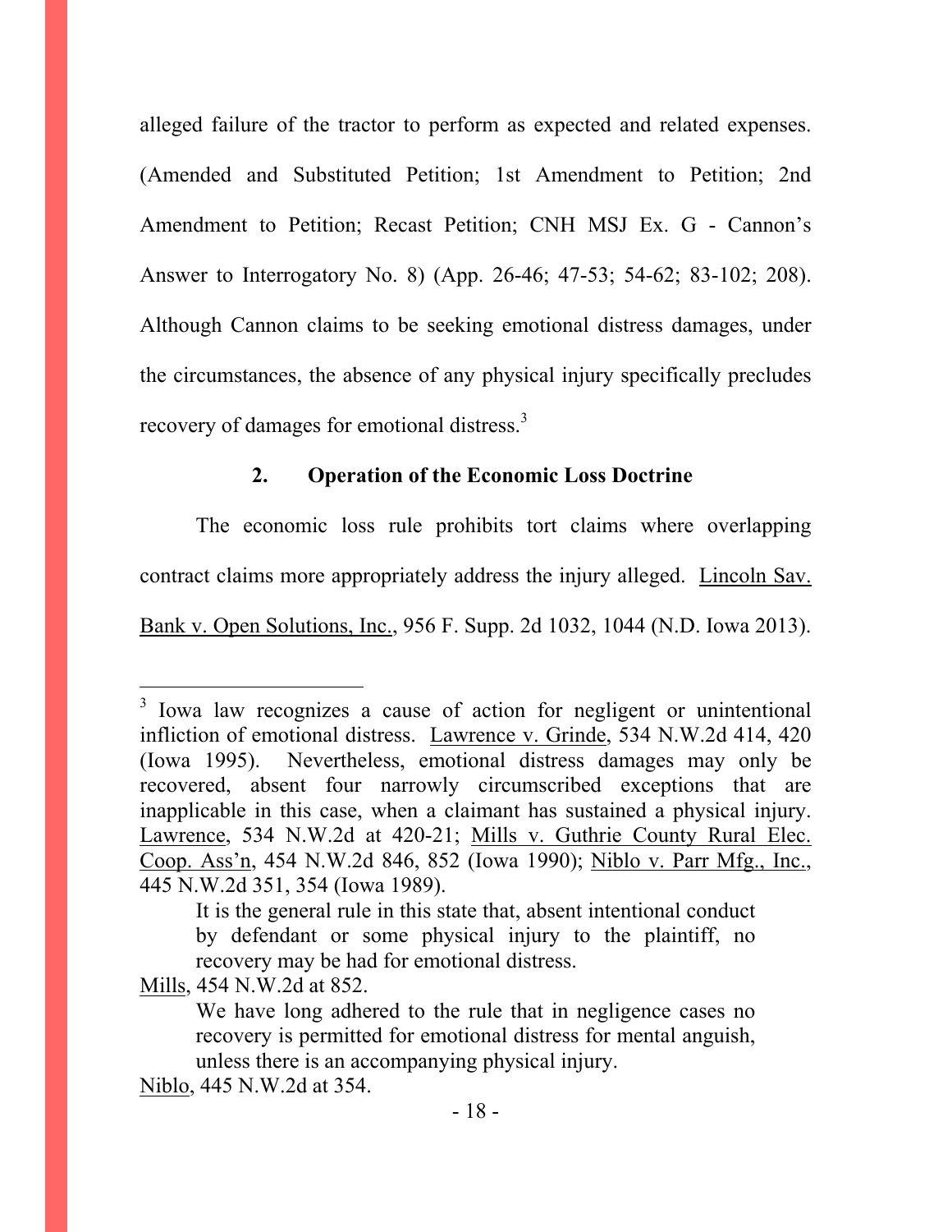alleged failure of the tractor to perform as expected and related expenses. (Amended and Substituted Petition; 1st Amendment to Petition; 2nd Amendment to Petition; Recast Petition; CNH MSJ Ex. G - Cannon's Answer to Interrogatory No. 8) (App. 26-46; 47-53; 54-62; 83-102; 208). Although Cannon claims to be seeking emotional distress damages, under the circumstances, the absence of any physical injury specifically precludes recovery of damages for emotional distress.[3]

**2. Operation of the Economic Loss Doctrine**

The economic loss rule prohibits tort claims where overlapping contract claims more appropriately address the injury alleged. Lincoln Sav. Bank v. Open Solutions, Inc., 956 F. Supp. 2d 1032, 1044 (N.D. Iowa 2013).

---

[3] Iowa law recognizes a cause of action for negligent or unintentional infliction of emotional distress. Lawrence v. Grinde, 534 N.W.2d 414, 420 (Iowa 1995). Nevertheless, emotional distress damages may only be recovered, absent four narrowly circumscribed exceptions that are inapplicable in this case, when a claimant has sustained a physical injury. Lawrence, 534 N.W.2d at 420-21; Mills v. Guthrie County Rural Elec. Coop. Ass'n, 454 N.W.2d 846, 852 (Iowa 1990); Niblo v. Parr Mfg., Inc., 445 N.W.2d 351, 354 (Iowa 1989).

> It is the general rule in this state that, absent intentional conduct by defendant or some physical injury to the plaintiff, no recovery may be had for emotional distress.

Mills, 454 N.W.2d at 852.

> We have long adhered to the rule that in negligence cases no recovery is permitted for emotional distress for mental anguish, unless there is an accompanying physical injury.

Niblo, 445 N.W.2d at 354.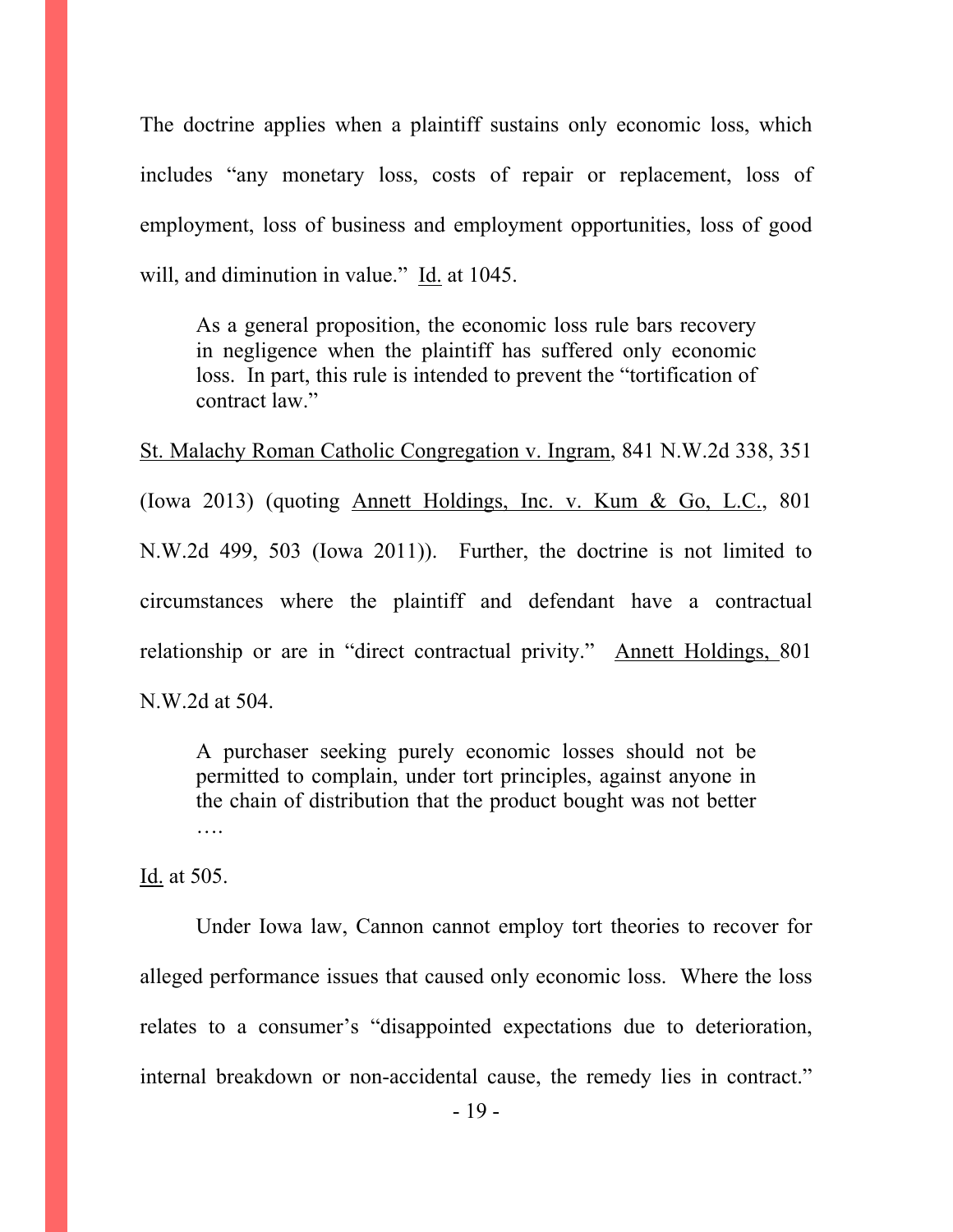The doctrine applies when a plaintiff sustains only economic loss, which includes "any monetary loss, costs of repair or replacement, loss of employment, loss of business and employment opportunities, loss of good will, and diminution in value." Id. at 1045.

> As a general proposition, the economic loss rule bars recovery in negligence when the plaintiff has suffered only economic loss. In part, this rule is intended to prevent the "tortification of contract law."

St. Malachy Roman Catholic Congregation v. Ingram, 841 N.W.2d 338, 351 (Iowa 2013) (quoting Annett Holdings, Inc. v. Kum & Go, L.C., 801 N.W.2d 499, 503 (Iowa 2011)). Further, the doctrine is not limited to circumstances where the plaintiff and defendant have a contractual relationship or are in "direct contractual privity." Annett Holdings, 801 N.W.2d at 504.

> A purchaser seeking purely economic losses should not be permitted to complain, under tort principles, against anyone in the chain of distribution that the product bought was not better ….

Id. at 505.

Under Iowa law, Cannon cannot employ tort theories to recover for alleged performance issues that caused only economic loss. Where the loss relates to a consumer's "disappointed expectations due to deterioration, internal breakdown or non-accidental cause, the remedy lies in contract."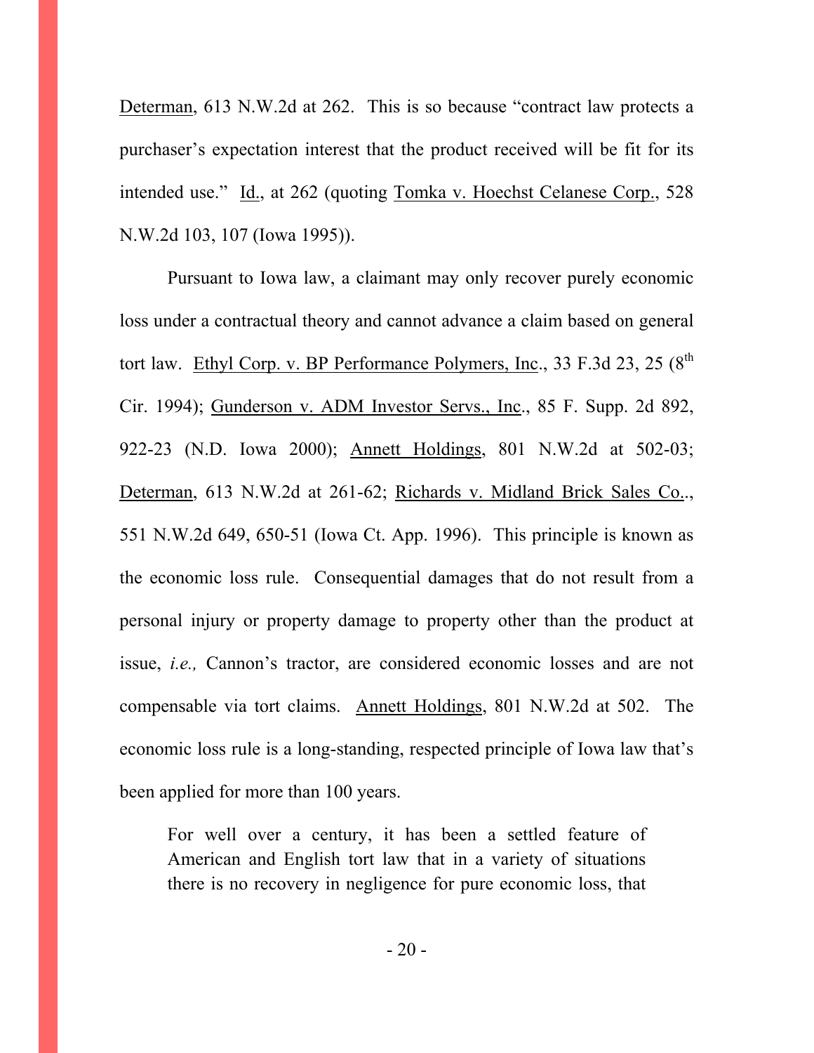Determan, 613 N.W.2d at 262. This is so because "contract law protects a purchaser's expectation interest that the product received will be fit for its intended use." Id., at 262 (quoting Tomka v. Hoechst Celanese Corp., 528 N.W.2d 103, 107 (Iowa 1995)).

Pursuant to Iowa law, a claimant may only recover purely economic loss under a contractual theory and cannot advance a claim based on general tort law. Ethyl Corp. v. BP Performance Polymers, Inc., 33 F.3d 23, 25 (8th Cir. 1994); Gunderson v. ADM Investor Servs., Inc., 85 F. Supp. 2d 892, 922-23 (N.D. Iowa 2000); Annett Holdings, 801 N.W.2d at 502-03; Determan, 613 N.W.2d at 261-62; Richards v. Midland Brick Sales Co.., 551 N.W.2d 649, 650-51 (Iowa Ct. App. 1996). This principle is known as the economic loss rule. Consequential damages that do not result from a personal injury or property damage to property other than the product at issue, *i.e.,* Cannon's tractor, are considered economic losses and are not compensable via tort claims. Annett Holdings, 801 N.W.2d at 502. The economic loss rule is a long-standing, respected principle of Iowa law that's been applied for more than 100 years.

> For well over a century, it has been a settled feature of American and English tort law that in a variety of situations there is no recovery in negligence for pure economic loss, that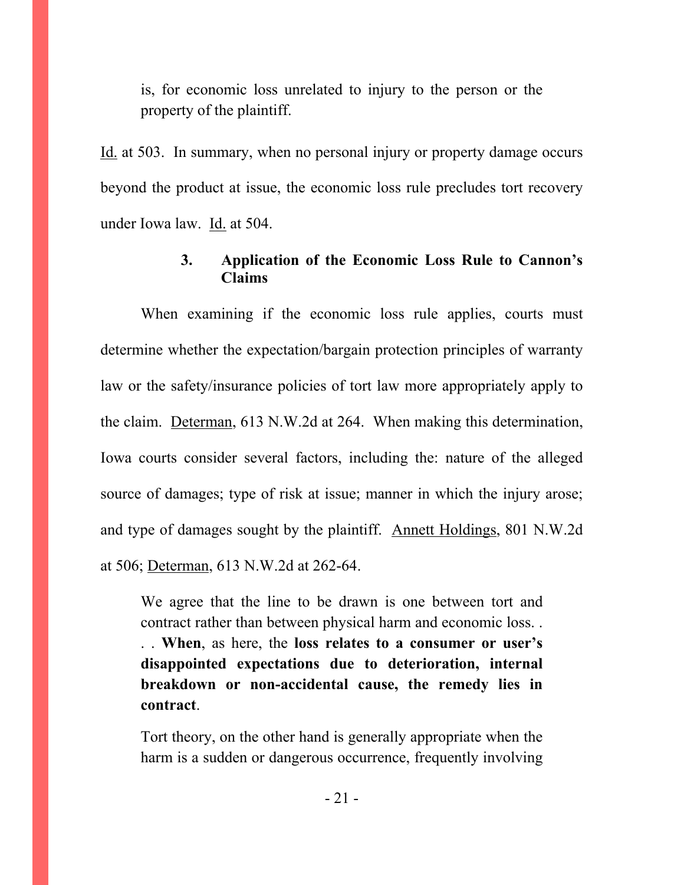> is, for economic loss unrelated to injury to the person or the property of the plaintiff.

Id. at 503. In summary, when no personal injury or property damage occurs beyond the product at issue, the economic loss rule precludes tort recovery under Iowa law. Id. at 504.

### 3. Application of the Economic Loss Rule to Cannon's Claims

When examining if the economic loss rule applies, courts must determine whether the expectation/bargain protection principles of warranty law or the safety/insurance policies of tort law more appropriately apply to the claim. Determan, 613 N.W.2d at 264. When making this determination, Iowa courts consider several factors, including the: nature of the alleged source of damages; type of risk at issue; manner in which the injury arose; and type of damages sought by the plaintiff. Annett Holdings, 801 N.W.2d at 506; Determan, 613 N.W.2d at 262-64.

> We agree that the line to be drawn is one between tort and contract rather than between physical harm and economic loss. . . . **When**, as here, the **loss relates to a consumer or user's disappointed expectations due to deterioration, internal breakdown or non-accidental cause, the remedy lies in contract**.
>
> Tort theory, on the other hand is generally appropriate when the harm is a sudden or dangerous occurrence, frequently involving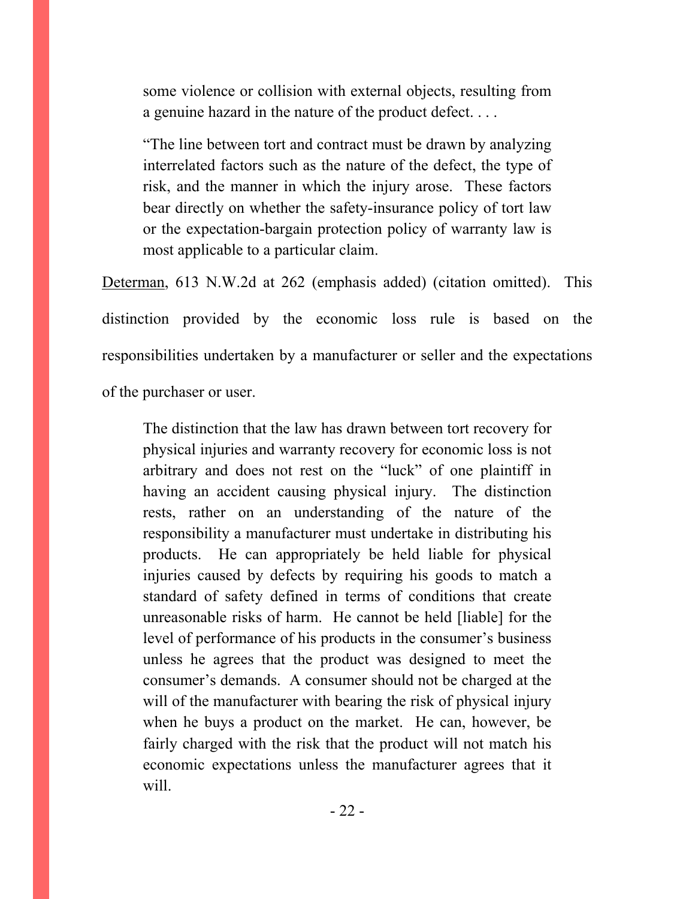> some violence or collision with external objects, resulting from a genuine hazard in the nature of the product defect. . . .
>
> "The line between tort and contract must be drawn by analyzing interrelated factors such as the nature of the defect, the type of risk, and the manner in which the injury arose. These factors bear directly on whether the safety-insurance policy of tort law or the expectation-bargain protection policy of warranty law is most applicable to a particular claim.

Determan, 613 N.W.2d at 262 (emphasis added) (citation omitted). This distinction provided by the economic loss rule is based on the responsibilities undertaken by a manufacturer or seller and the expectations of the purchaser or user.

> The distinction that the law has drawn between tort recovery for physical injuries and warranty recovery for economic loss is not arbitrary and does not rest on the "luck" of one plaintiff in having an accident causing physical injury. The distinction rests, rather on an understanding of the nature of the responsibility a manufacturer must undertake in distributing his products. He can appropriately be held liable for physical injuries caused by defects by requiring his goods to match a standard of safety defined in terms of conditions that create unreasonable risks of harm. He cannot be held [liable] for the level of performance of his products in the consumer's business unless he agrees that the product was designed to meet the consumer's demands. A consumer should not be charged at the will of the manufacturer with bearing the risk of physical injury when he buys a product on the market. He can, however, be fairly charged with the risk that the product will not match his economic expectations unless the manufacturer agrees that it will.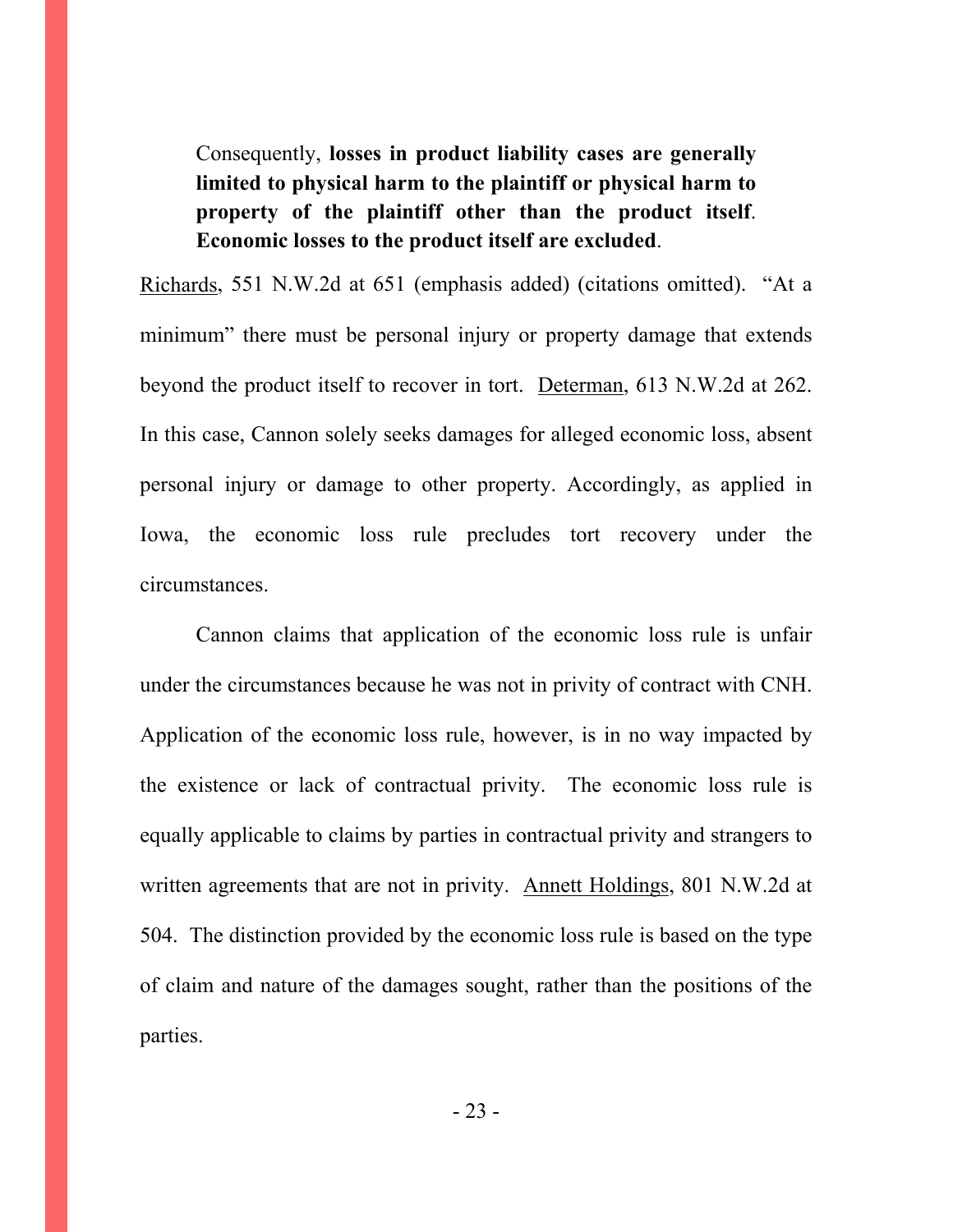> Consequently, **losses in product liability cases are generally limited to physical harm to the plaintiff or physical harm to property of the plaintiff other than the product itself**. **Economic losses to the product itself are excluded**.

Richards, 551 N.W.2d at 651 (emphasis added) (citations omitted). "At a minimum" there must be personal injury or property damage that extends beyond the product itself to recover in tort. Determan, 613 N.W.2d at 262. In this case, Cannon solely seeks damages for alleged economic loss, absent personal injury or damage to other property. Accordingly, as applied in Iowa, the economic loss rule precludes tort recovery under the circumstances.

Cannon claims that application of the economic loss rule is unfair under the circumstances because he was not in privity of contract with CNH. Application of the economic loss rule, however, is in no way impacted by the existence or lack of contractual privity. The economic loss rule is equally applicable to claims by parties in contractual privity and strangers to written agreements that are not in privity. Annett Holdings, 801 N.W.2d at 504. The distinction provided by the economic loss rule is based on the type of claim and nature of the damages sought, rather than the positions of the parties.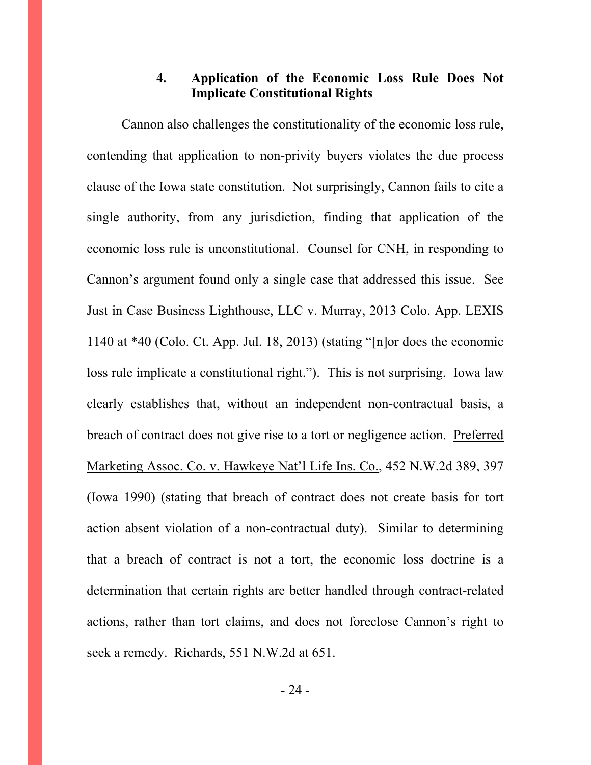### 4. Application of the Economic Loss Rule Does Not Implicate Constitutional Rights

Cannon also challenges the constitutionality of the economic loss rule, contending that application to non-privity buyers violates the due process clause of the Iowa state constitution. Not surprisingly, Cannon fails to cite a single authority, from any jurisdiction, finding that application of the economic loss rule is unconstitutional. Counsel for CNH, in responding to Cannon's argument found only a single case that addressed this issue. See Just in Case Business Lighthouse, LLC v. Murray, 2013 Colo. App. LEXIS 1140 at *40 (Colo. Ct. App. Jul. 18, 2013) (stating "[n]or does the economic loss rule implicate a constitutional right."). This is not surprising. Iowa law clearly establishes that, without an independent non-contractual basis, a breach of contract does not give rise to a tort or negligence action. Preferred Marketing Assoc. Co. v. Hawkeye Nat'l Life Ins. Co., 452 N.W.2d 389, 397 (Iowa 1990) (stating that breach of contract does not create basis for tort action absent violation of a non-contractual duty). Similar to determining that a breach of contract is not a tort, the economic loss doctrine is a determination that certain rights are better handled through contract-related actions, rather than tort claims, and does not foreclose Cannon's right to seek a remedy. Richards, 551 N.W.2d at 651.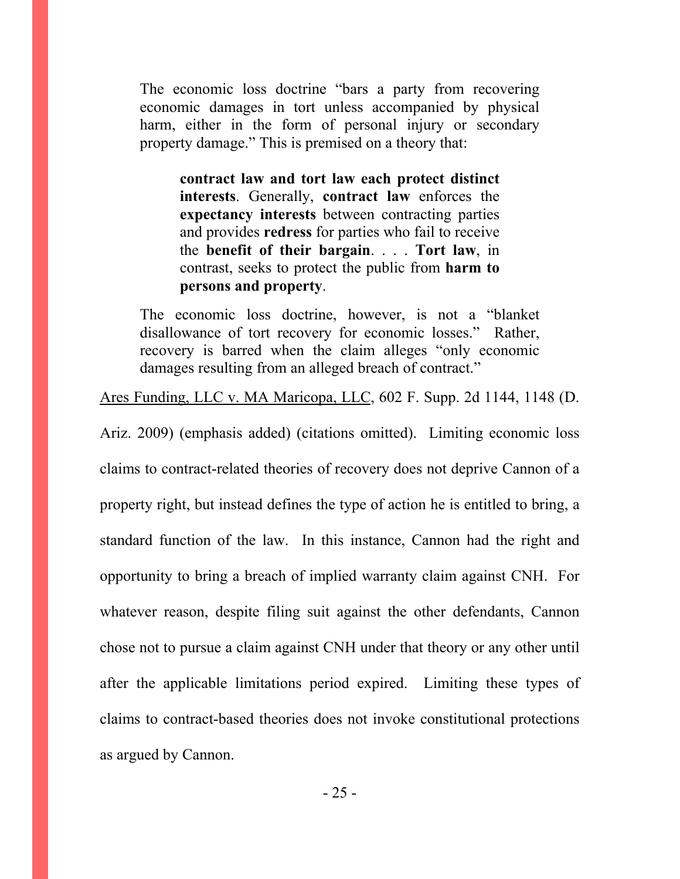> The economic loss doctrine "bars a party from recovering economic damages in tort unless accompanied by physical harm, either in the form of personal injury or secondary property damage." This is premised on a theory that:
>
> > **contract law and tort law each protect distinct interests**. Generally, **contract law** enforces the **expectancy interests** between contracting parties and provides **redress** for parties who fail to receive the **benefit of their bargain**. . . . **Tort law**, in contrast, seeks to protect the public from **harm to persons and property**.
>
> The economic loss doctrine, however, is not a "blanket disallowance of tort recovery for economic losses." Rather, recovery is barred when the claim alleges "only economic damages resulting from an alleged breach of contract."

Ares Funding, LLC v. MA Maricopa, LLC, 602 F. Supp. 2d 1144, 1148 (D. Ariz. 2009) (emphasis added) (citations omitted). Limiting economic loss claims to contract-related theories of recovery does not deprive Cannon of a property right, but instead defines the type of action he is entitled to bring, a standard function of the law. In this instance, Cannon had the right and opportunity to bring a breach of implied warranty claim against CNH. For whatever reason, despite filing suit against the other defendants, Cannon chose not to pursue a claim against CNH under that theory or any other until after the applicable limitations period expired. Limiting these types of claims to contract-based theories does not invoke constitutional protections as argued by Cannon.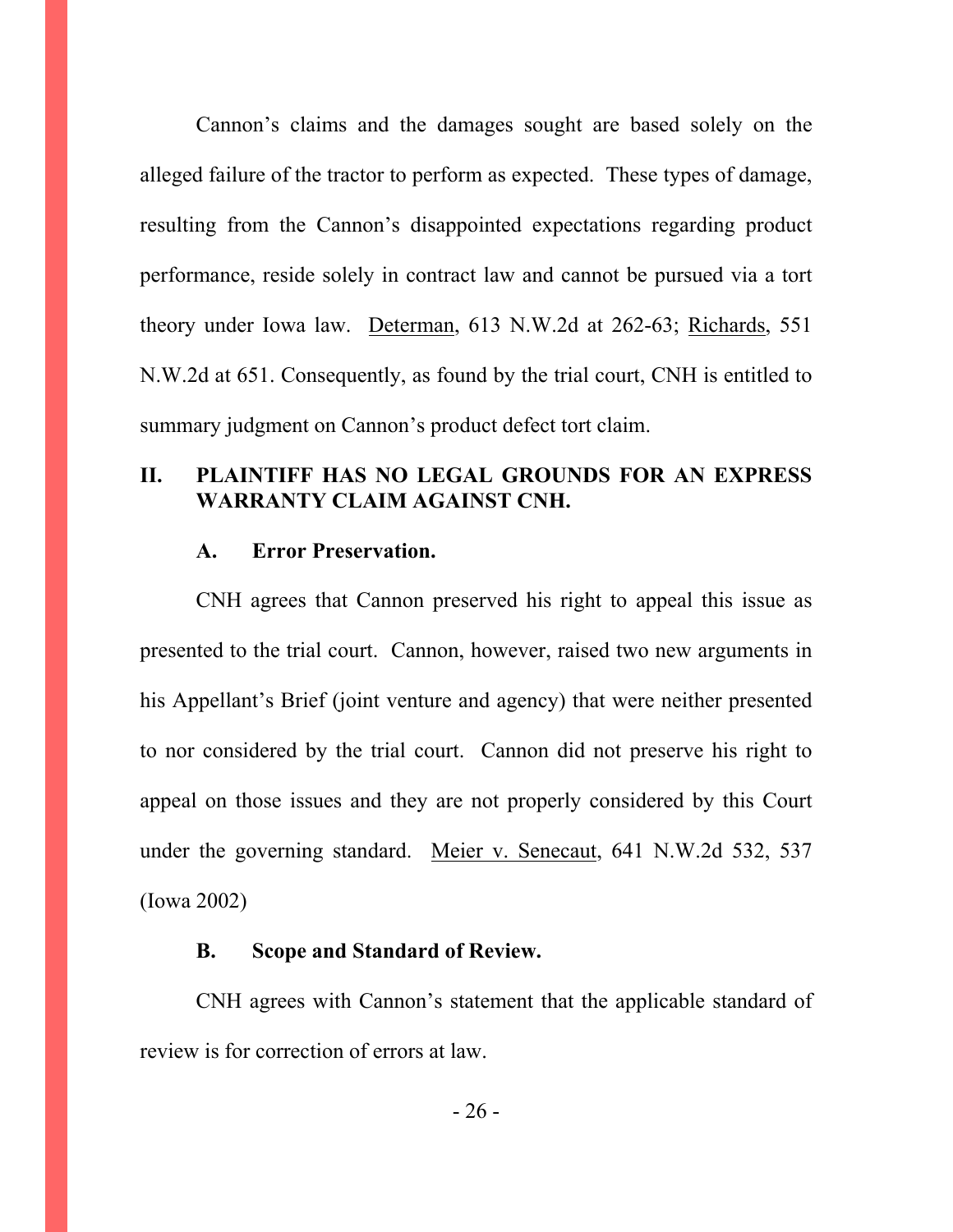Cannon's claims and the damages sought are based solely on the alleged failure of the tractor to perform as expected. These types of damage, resulting from the Cannon's disappointed expectations regarding product performance, reside solely in contract law and cannot be pursued via a tort theory under Iowa law. Determan, 613 N.W.2d at 262-63; Richards, 551 N.W.2d at 651. Consequently, as found by the trial court, CNH is entitled to summary judgment on Cannon's product defect tort claim.

## II. PLAINTIFF HAS NO LEGAL GROUNDS FOR AN EXPRESS WARRANTY CLAIM AGAINST CNH.

### A. Error Preservation.

CNH agrees that Cannon preserved his right to appeal this issue as presented to the trial court. Cannon, however, raised two new arguments in his Appellant's Brief (joint venture and agency) that were neither presented to nor considered by the trial court. Cannon did not preserve his right to appeal on those issues and they are not properly considered by this Court under the governing standard. Meier v. Senecaut, 641 N.W.2d 532, 537 (Iowa 2002)

### B. Scope and Standard of Review.

CNH agrees with Cannon's statement that the applicable standard of review is for correction of errors at law.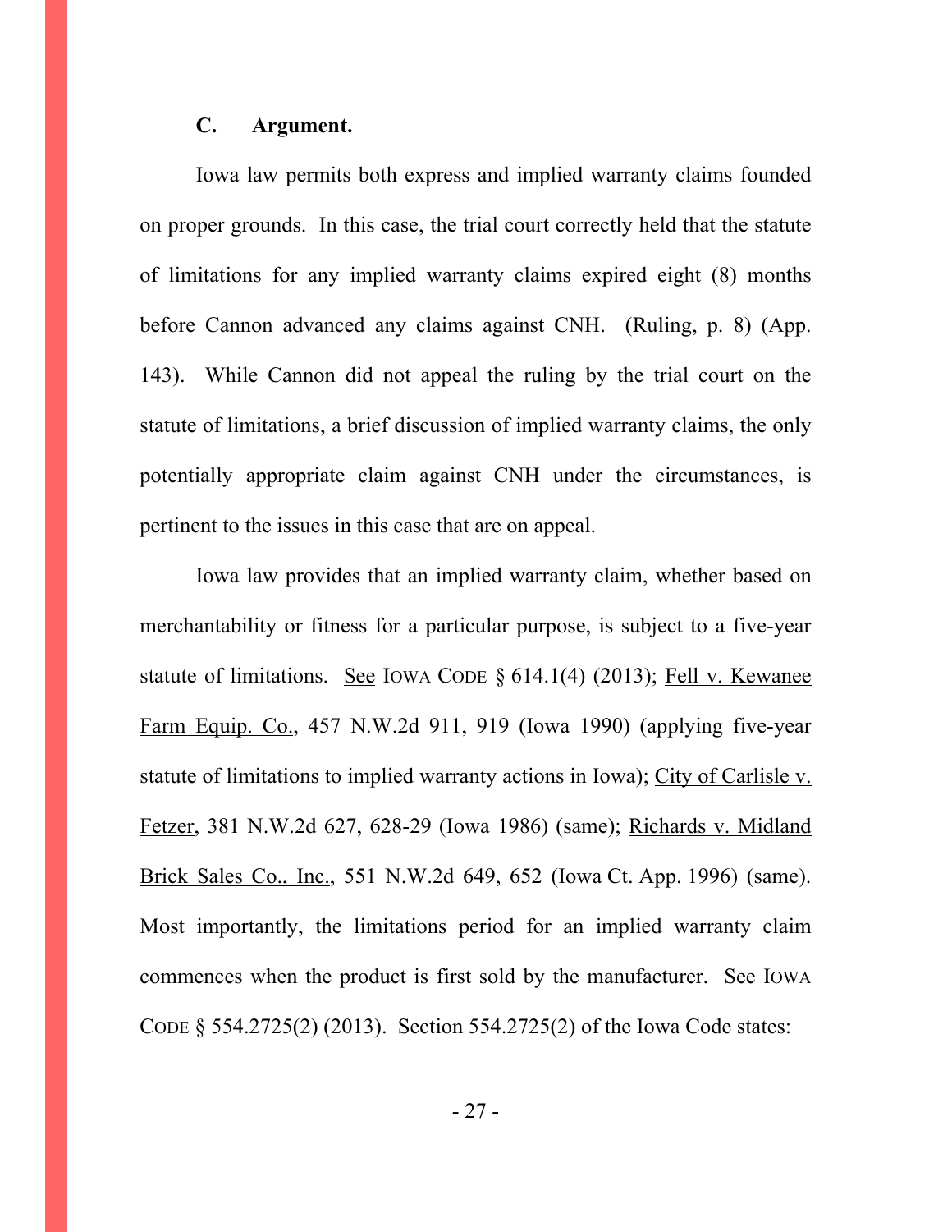### C. Argument.

Iowa law permits both express and implied warranty claims founded on proper grounds. In this case, the trial court correctly held that the statute of limitations for any implied warranty claims expired eight (8) months before Cannon advanced any claims against CNH. (Ruling, p. 8) (App. 143). While Cannon did not appeal the ruling by the trial court on the statute of limitations, a brief discussion of implied warranty claims, the only potentially appropriate claim against CNH under the circumstances, is pertinent to the issues in this case that are on appeal.

Iowa law provides that an implied warranty claim, whether based on merchantability or fitness for a particular purpose, is subject to a five-year statute of limitations. See IOWA CODE § 614.1(4) (2013); Fell v. Kewanee Farm Equip. Co., 457 N.W.2d 911, 919 (Iowa 1990) (applying five-year statute of limitations to implied warranty actions in Iowa); City of Carlisle v. Fetzer, 381 N.W.2d 627, 628-29 (Iowa 1986) (same); Richards v. Midland Brick Sales Co., Inc., 551 N.W.2d 649, 652 (Iowa Ct. App. 1996) (same). Most importantly, the limitations period for an implied warranty claim commences when the product is first sold by the manufacturer. See IOWA CODE § 554.2725(2) (2013). Section 554.2725(2) of the Iowa Code states: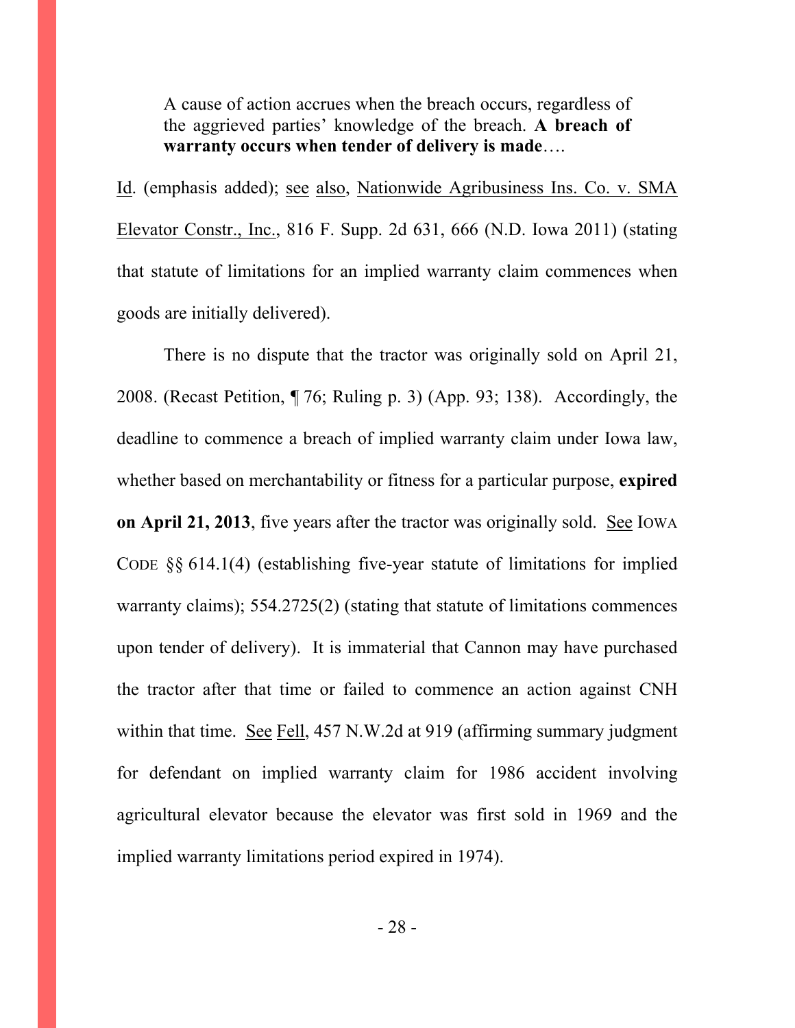> A cause of action accrues when the breach occurs, regardless of the aggrieved parties' knowledge of the breach. **A breach of warranty occurs when tender of delivery is made**….

Id. (emphasis added); see also, Nationwide Agribusiness Ins. Co. v. SMA Elevator Constr., Inc., 816 F. Supp. 2d 631, 666 (N.D. Iowa 2011) (stating that statute of limitations for an implied warranty claim commences when goods are initially delivered).

There is no dispute that the tractor was originally sold on April 21, 2008. (Recast Petition, ¶ 76; Ruling p. 3) (App. 93; 138). Accordingly, the deadline to commence a breach of implied warranty claim under Iowa law, whether based on merchantability or fitness for a particular purpose, **expired on April 21, 2013**, five years after the tractor was originally sold. See IOWA CODE §§ 614.1(4) (establishing five-year statute of limitations for implied warranty claims); 554.2725(2) (stating that statute of limitations commences upon tender of delivery). It is immaterial that Cannon may have purchased the tractor after that time or failed to commence an action against CNH within that time. See Fell, 457 N.W.2d at 919 (affirming summary judgment for defendant on implied warranty claim for 1986 accident involving agricultural elevator because the elevator was first sold in 1969 and the implied warranty limitations period expired in 1974).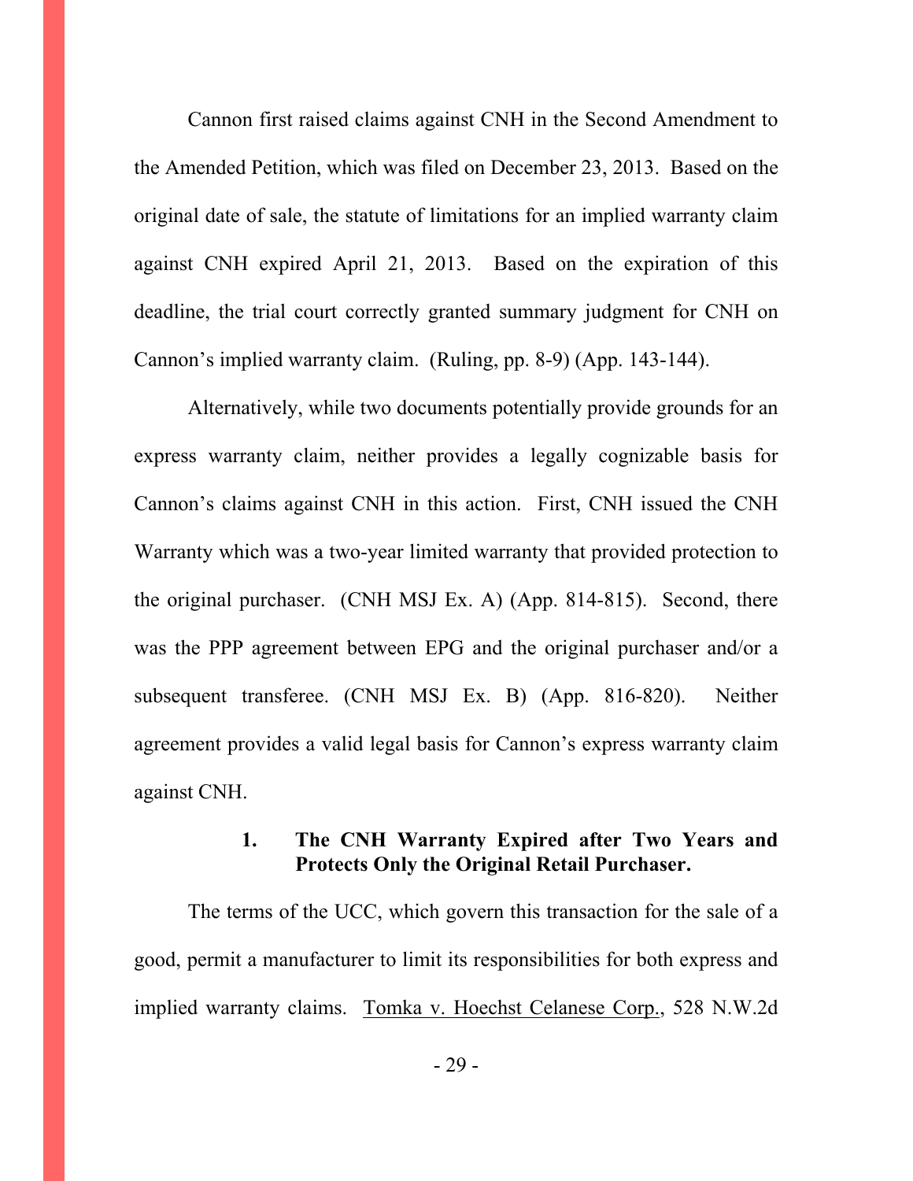Cannon first raised claims against CNH in the Second Amendment to the Amended Petition, which was filed on December 23, 2013. Based on the original date of sale, the statute of limitations for an implied warranty claim against CNH expired April 21, 2013. Based on the expiration of this deadline, the trial court correctly granted summary judgment for CNH on Cannon's implied warranty claim. (Ruling, pp. 8-9) (App. 143-144).

Alternatively, while two documents potentially provide grounds for an express warranty claim, neither provides a legally cognizable basis for Cannon's claims against CNH in this action. First, CNH issued the CNH Warranty which was a two-year limited warranty that provided protection to the original purchaser. (CNH MSJ Ex. A) (App. 814-815). Second, there was the PPP agreement between EPG and the original purchaser and/or a subsequent transferee. (CNH MSJ Ex. B) (App. 816-820). Neither agreement provides a valid legal basis for Cannon's express warranty claim against CNH.

#### 1. The CNH Warranty Expired after Two Years and Protects Only the Original Retail Purchaser.

The terms of the UCC, which govern this transaction for the sale of a good, permit a manufacturer to limit its responsibilities for both express and implied warranty claims. Tomka v. Hoechst Celanese Corp., 528 N.W.2d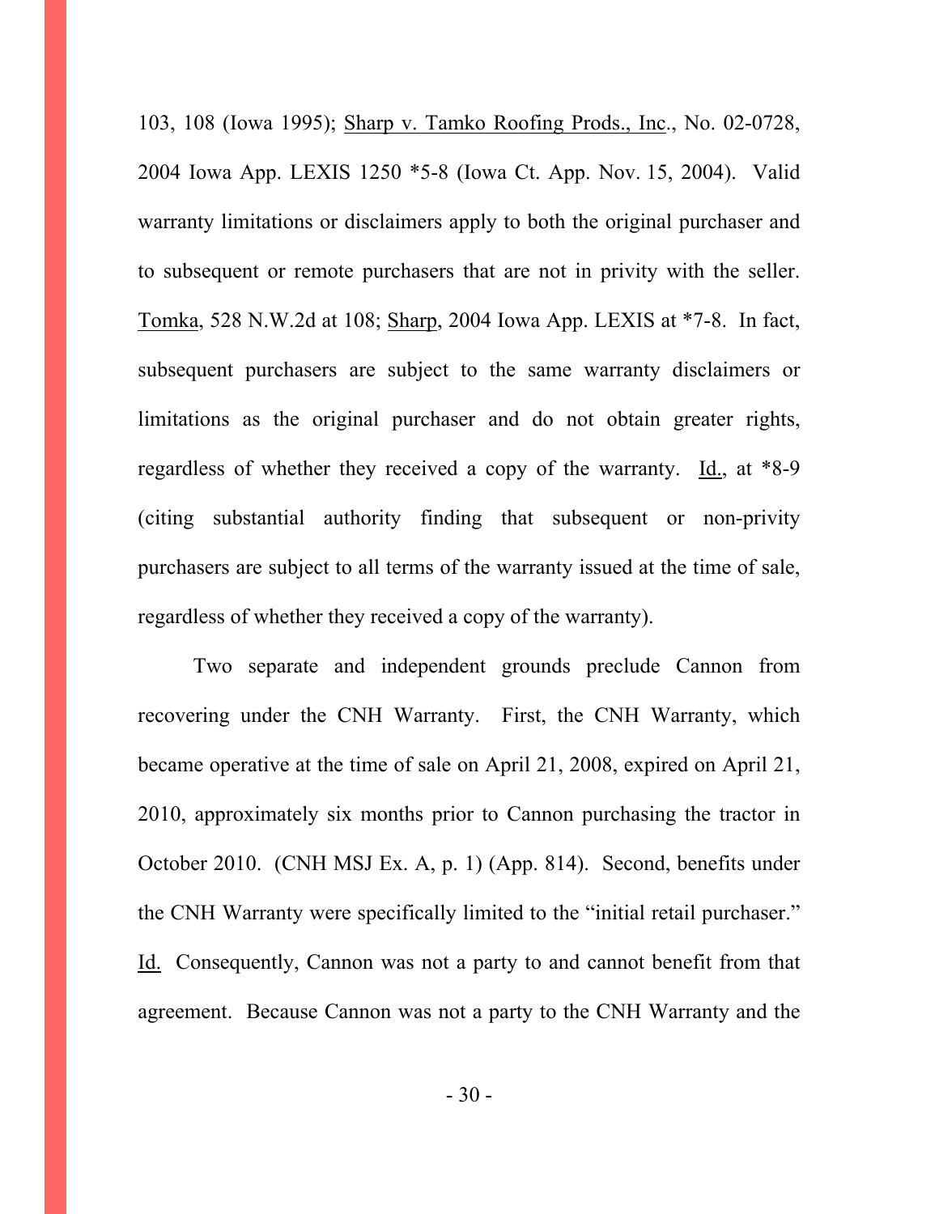103, 108 (Iowa 1995); Sharp v. Tamko Roofing Prods., Inc., No. 02-0728, 2004 Iowa App. LEXIS 1250 *5-8 (Iowa Ct. App. Nov. 15, 2004). Valid warranty limitations or disclaimers apply to both the original purchaser and to subsequent or remote purchasers that are not in privity with the seller. Tomka, 528 N.W.2d at 108; Sharp, 2004 Iowa App. LEXIS at *7-8. In fact, subsequent purchasers are subject to the same warranty disclaimers or limitations as the original purchaser and do not obtain greater rights, regardless of whether they received a copy of the warranty. Id., at *8-9 (citing substantial authority finding that subsequent or non-privity purchasers are subject to all terms of the warranty issued at the time of sale, regardless of whether they received a copy of the warranty).

Two separate and independent grounds preclude Cannon from recovering under the CNH Warranty. First, the CNH Warranty, which became operative at the time of sale on April 21, 2008, expired on April 21, 2010, approximately six months prior to Cannon purchasing the tractor in October 2010. (CNH MSJ Ex. A, p. 1) (App. 814). Second, benefits under the CNH Warranty were specifically limited to the "initial retail purchaser." Id. Consequently, Cannon was not a party to and cannot benefit from that agreement. Because Cannon was not a party to the CNH Warranty and the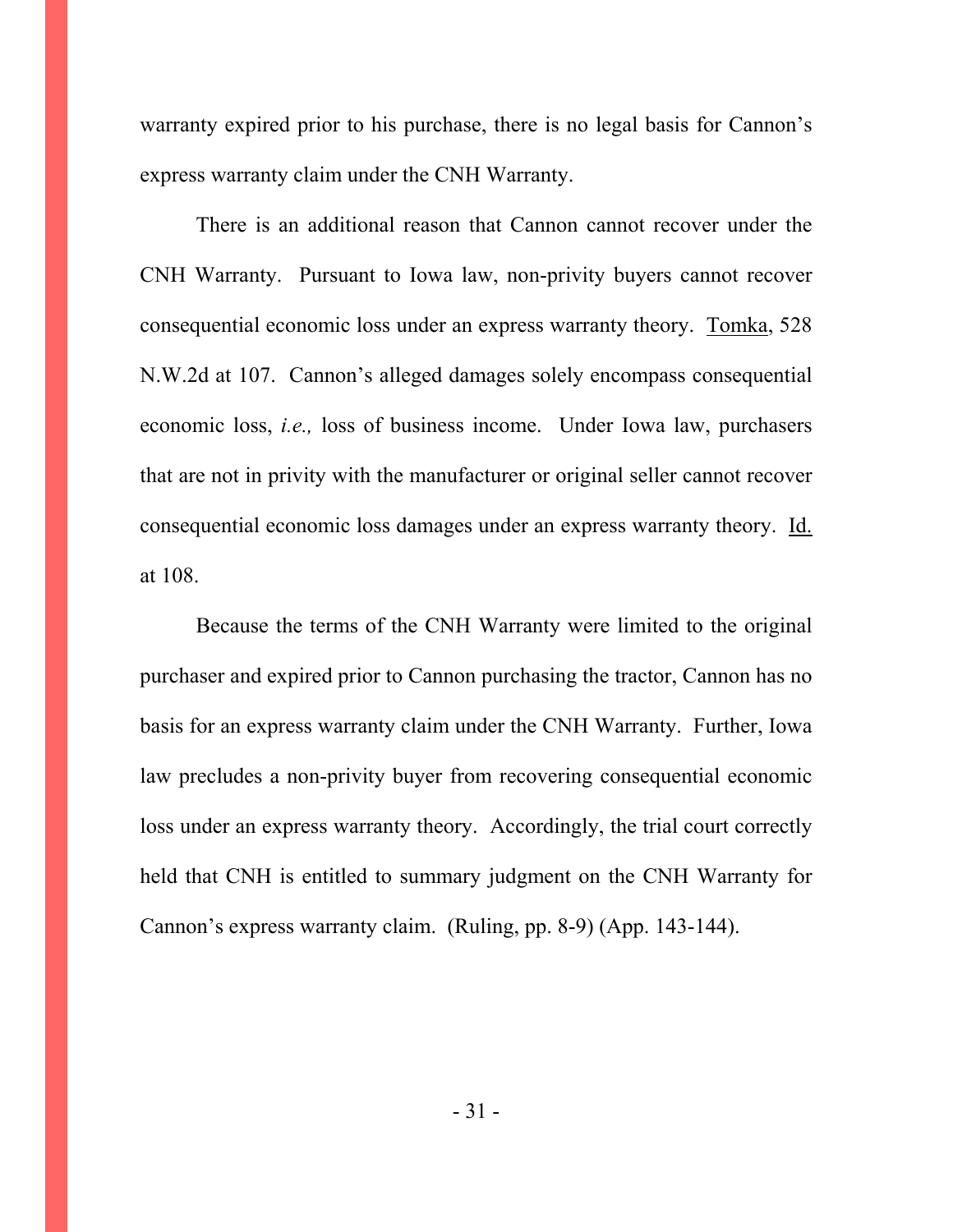warranty expired prior to his purchase, there is no legal basis for Cannon's express warranty claim under the CNH Warranty.

There is an additional reason that Cannon cannot recover under the CNH Warranty. Pursuant to Iowa law, non-privity buyers cannot recover consequential economic loss under an express warranty theory. Tomka, 528 N.W.2d at 107. Cannon's alleged damages solely encompass consequential economic loss, *i.e.,* loss of business income. Under Iowa law, purchasers that are not in privity with the manufacturer or original seller cannot recover consequential economic loss damages under an express warranty theory. Id. at 108.

Because the terms of the CNH Warranty were limited to the original purchaser and expired prior to Cannon purchasing the tractor, Cannon has no basis for an express warranty claim under the CNH Warranty. Further, Iowa law precludes a non-privity buyer from recovering consequential economic loss under an express warranty theory. Accordingly, the trial court correctly held that CNH is entitled to summary judgment on the CNH Warranty for Cannon's express warranty claim. (Ruling, pp. 8-9) (App. 143-144).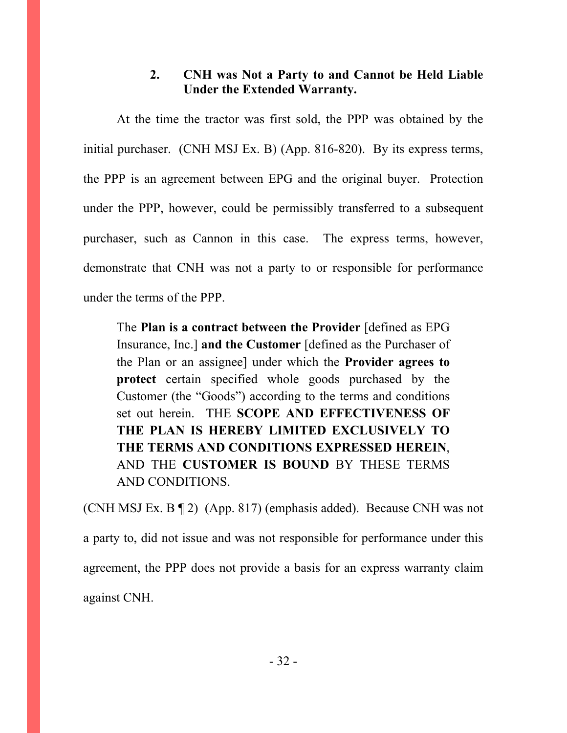### 2. CNH was Not a Party to and Cannot be Held Liable Under the Extended Warranty.

At the time the tractor was first sold, the PPP was obtained by the initial purchaser. (CNH MSJ Ex. B) (App. 816-820). By its express terms, the PPP is an agreement between EPG and the original buyer. Protection under the PPP, however, could be permissibly transferred to a subsequent purchaser, such as Cannon in this case. The express terms, however, demonstrate that CNH was not a party to or responsible for performance under the terms of the PPP.

> The **Plan is a contract between the Provider** [defined as EPG Insurance, Inc.] **and the Customer** [defined as the Purchaser of the Plan or an assignee] under which the **Provider agrees to protect** certain specified whole goods purchased by the Customer (the "Goods") according to the terms and conditions set out herein. THE **SCOPE AND EFFECTIVENESS OF THE PLAN IS HEREBY LIMITED EXCLUSIVELY TO THE TERMS AND CONDITIONS EXPRESSED HEREIN**, AND THE **CUSTOMER IS BOUND** BY THESE TERMS AND CONDITIONS.

(CNH MSJ Ex. B ¶ 2) (App. 817) (emphasis added). Because CNH was not a party to, did not issue and was not responsible for performance under this agreement, the PPP does not provide a basis for an express warranty claim against CNH.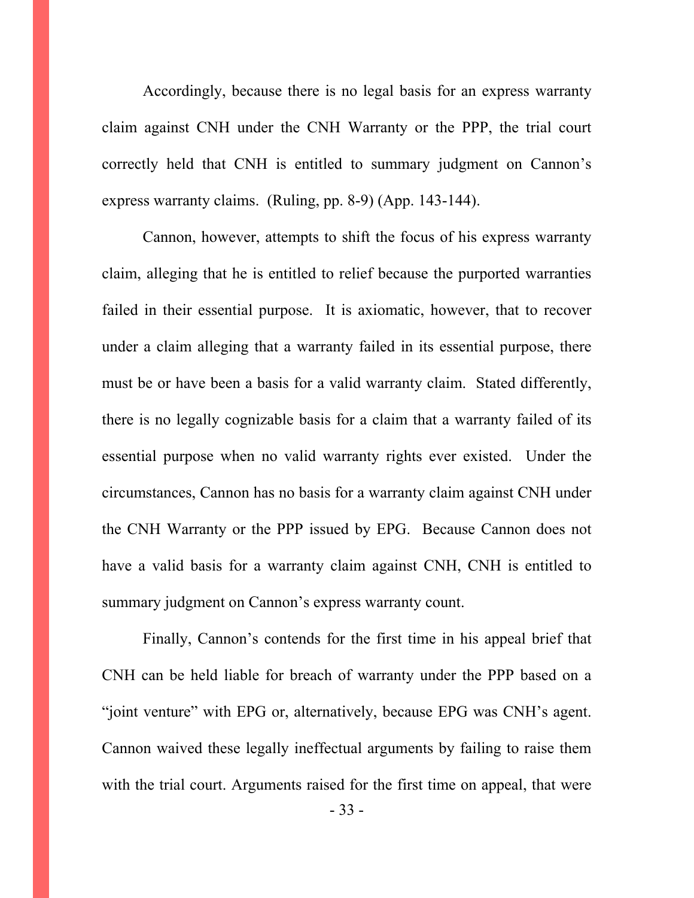Accordingly, because there is no legal basis for an express warranty claim against CNH under the CNH Warranty or the PPP, the trial court correctly held that CNH is entitled to summary judgment on Cannon's express warranty claims. (Ruling, pp. 8-9) (App. 143-144).

Cannon, however, attempts to shift the focus of his express warranty claim, alleging that he is entitled to relief because the purported warranties failed in their essential purpose. It is axiomatic, however, that to recover under a claim alleging that a warranty failed in its essential purpose, there must be or have been a basis for a valid warranty claim. Stated differently, there is no legally cognizable basis for a claim that a warranty failed of its essential purpose when no valid warranty rights ever existed. Under the circumstances, Cannon has no basis for a warranty claim against CNH under the CNH Warranty or the PPP issued by EPG. Because Cannon does not have a valid basis for a warranty claim against CNH, CNH is entitled to summary judgment on Cannon's express warranty count.

Finally, Cannon's contends for the first time in his appeal brief that CNH can be held liable for breach of warranty under the PPP based on a "joint venture" with EPG or, alternatively, because EPG was CNH's agent. Cannon waived these legally ineffectual arguments by failing to raise them with the trial court. Arguments raised for the first time on appeal, that were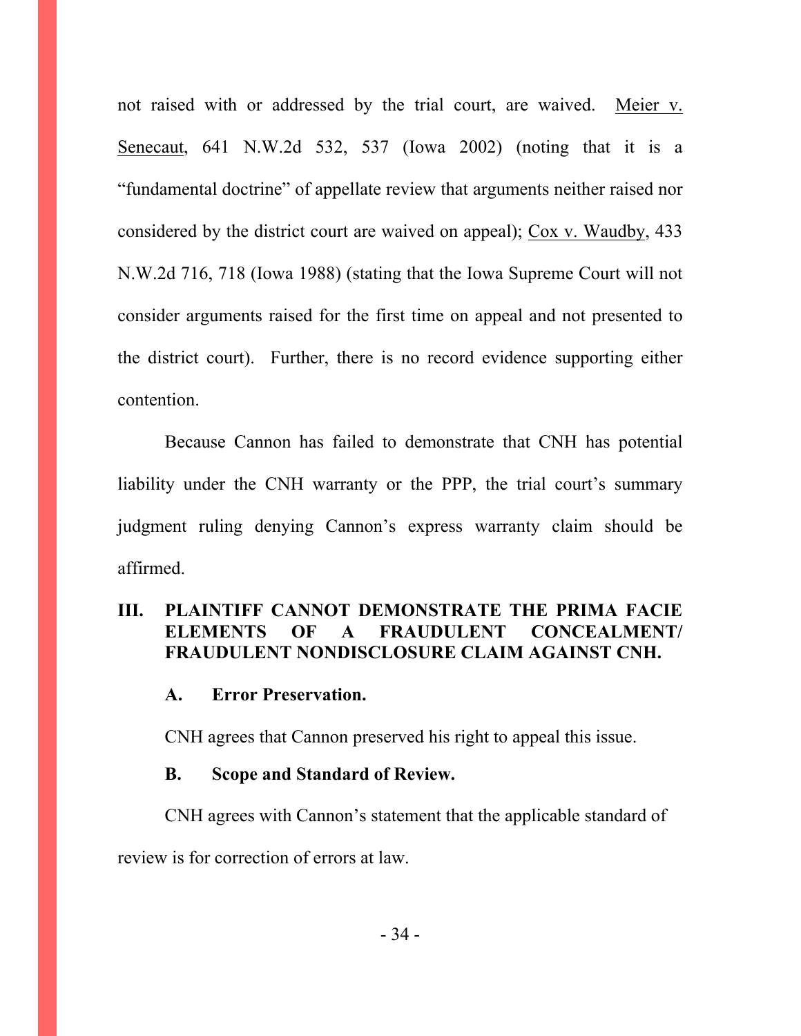not raised with or addressed by the trial court, are waived. Meier v. Senecaut, 641 N.W.2d 532, 537 (Iowa 2002) (noting that it is a "fundamental doctrine" of appellate review that arguments neither raised nor considered by the district court are waived on appeal); Cox v. Waudby, 433 N.W.2d 716, 718 (Iowa 1988) (stating that the Iowa Supreme Court will not consider arguments raised for the first time on appeal and not presented to the district court). Further, there is no record evidence supporting either contention.

Because Cannon has failed to demonstrate that CNH has potential liability under the CNH warranty or the PPP, the trial court's summary judgment ruling denying Cannon's express warranty claim should be affirmed.

## III. PLAINTIFF CANNOT DEMONSTRATE THE PRIMA FACIE ELEMENTS OF A FRAUDULENT CONCEALMENT/ FRAUDULENT NONDISCLOSURE CLAIM AGAINST CNH.

### A. Error Preservation.

CNH agrees that Cannon preserved his right to appeal this issue.

### B. Scope and Standard of Review.

CNH agrees with Cannon's statement that the applicable standard of review is for correction of errors at law.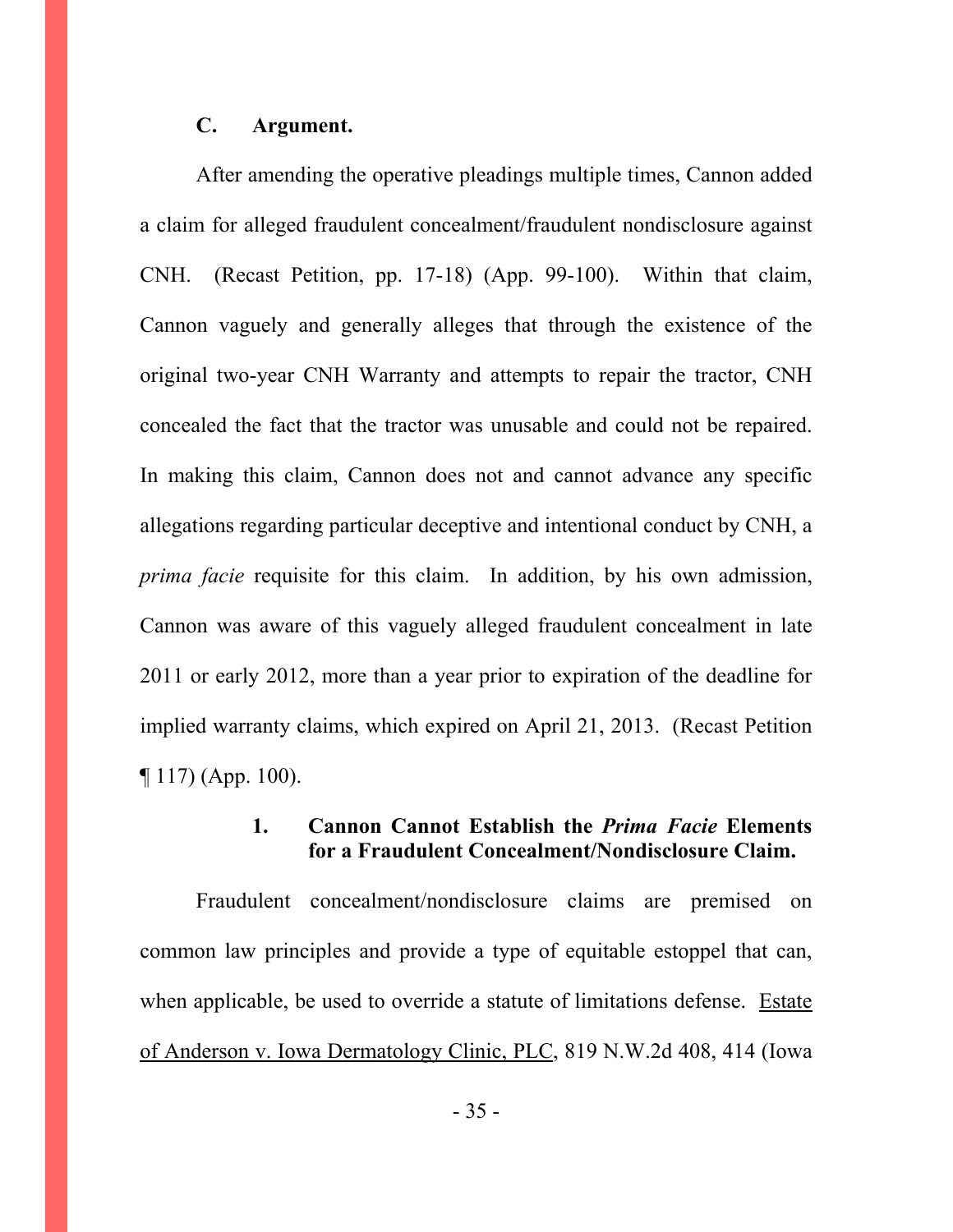### C. Argument.

After amending the operative pleadings multiple times, Cannon added a claim for alleged fraudulent concealment/fraudulent nondisclosure against CNH. (Recast Petition, pp. 17-18) (App. 99-100). Within that claim, Cannon vaguely and generally alleges that through the existence of the original two-year CNH Warranty and attempts to repair the tractor, CNH concealed the fact that the tractor was unusable and could not be repaired. In making this claim, Cannon does not and cannot advance any specific allegations regarding particular deceptive and intentional conduct by CNH, a *prima facie* requisite for this claim. In addition, by his own admission, Cannon was aware of this vaguely alleged fraudulent concealment in late 2011 or early 2012, more than a year prior to expiration of the deadline for implied warranty claims, which expired on April 21, 2013. (Recast Petition ¶ 117) (App. 100).

#### 1. Cannon Cannot Establish the *Prima Facie* Elements for a Fraudulent Concealment/Nondisclosure Claim.

Fraudulent concealment/nondisclosure claims are premised on common law principles and provide a type of equitable estoppel that can, when applicable, be used to override a statute of limitations defense. Estate of Anderson v. Iowa Dermatology Clinic, PLC, 819 N.W.2d 408, 414 (Iowa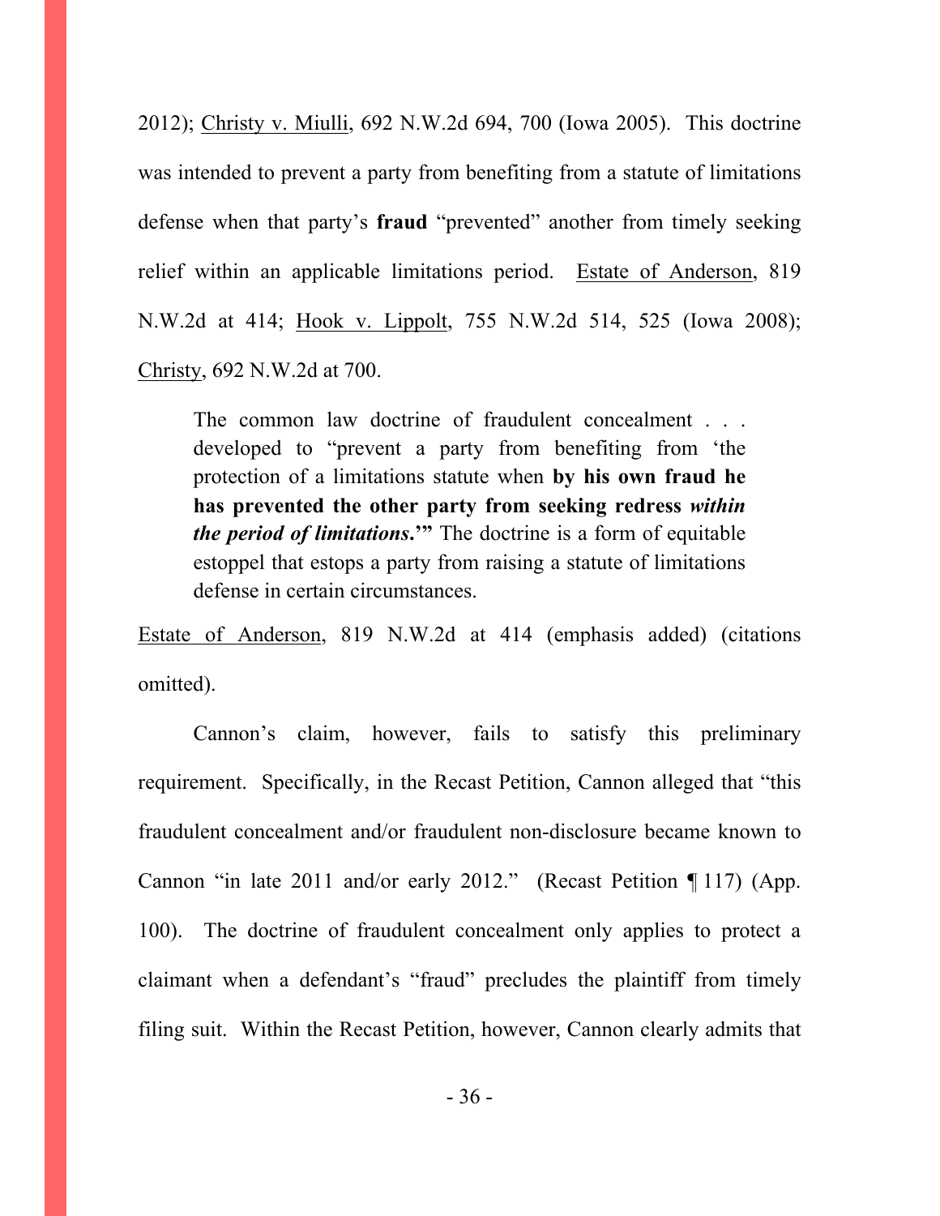2012); Christy v. Miulli, 692 N.W.2d 694, 700 (Iowa 2005). This doctrine was intended to prevent a party from benefiting from a statute of limitations defense when that party's **fraud** "prevented" another from timely seeking relief within an applicable limitations period. Estate of Anderson, 819 N.W.2d at 414; Hook v. Lippolt, 755 N.W.2d 514, 525 (Iowa 2008); Christy, 692 N.W.2d at 700.

> The common law doctrine of fraudulent concealment . . . developed to "prevent a party from benefiting from 'the protection of a limitations statute when **by his own fraud he has prevented the other party from seeking redress *within the period of limitations*.'"** The doctrine is a form of equitable estoppel that estops a party from raising a statute of limitations defense in certain circumstances.

Estate of Anderson, 819 N.W.2d at 414 (emphasis added) (citations omitted).

Cannon's claim, however, fails to satisfy this preliminary requirement. Specifically, in the Recast Petition, Cannon alleged that "this fraudulent concealment and/or fraudulent non-disclosure became known to Cannon "in late 2011 and/or early 2012." (Recast Petition ¶ 117) (App. 100). The doctrine of fraudulent concealment only applies to protect a claimant when a defendant's "fraud" precludes the plaintiff from timely filing suit. Within the Recast Petition, however, Cannon clearly admits that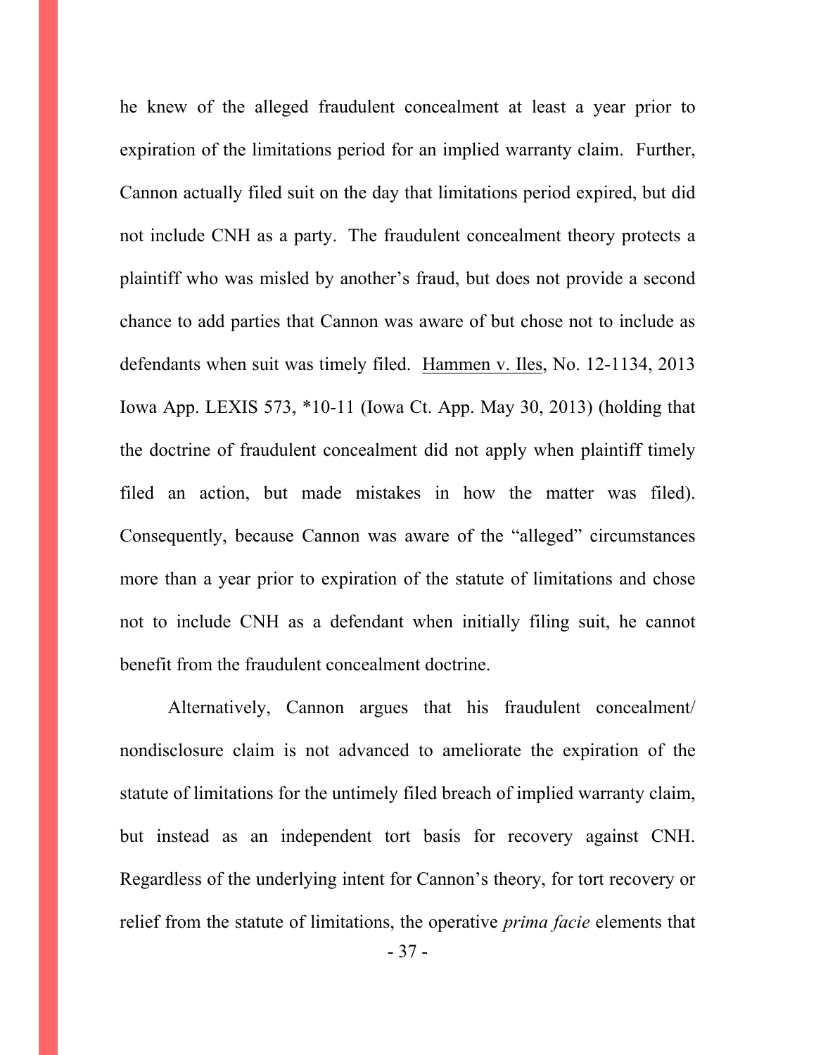he knew of the alleged fraudulent concealment at least a year prior to expiration of the limitations period for an implied warranty claim. Further, Cannon actually filed suit on the day that limitations period expired, but did not include CNH as a party. The fraudulent concealment theory protects a plaintiff who was misled by another's fraud, but does not provide a second chance to add parties that Cannon was aware of but chose not to include as defendants when suit was timely filed. Hammen v. Iles, No. 12-1134, 2013 Iowa App. LEXIS 573, *10-11 (Iowa Ct. App. May 30, 2013) (holding that the doctrine of fraudulent concealment did not apply when plaintiff timely filed an action, but made mistakes in how the matter was filed). Consequently, because Cannon was aware of the "alleged" circumstances more than a year prior to expiration of the statute of limitations and chose not to include CNH as a defendant when initially filing suit, he cannot benefit from the fraudulent concealment doctrine.

Alternatively, Cannon argues that his fraudulent concealment/ nondisclosure claim is not advanced to ameliorate the expiration of the statute of limitations for the untimely filed breach of implied warranty claim, but instead as an independent tort basis for recovery against CNH. Regardless of the underlying intent for Cannon's theory, for tort recovery or relief from the statute of limitations, the operative *prima facie* elements that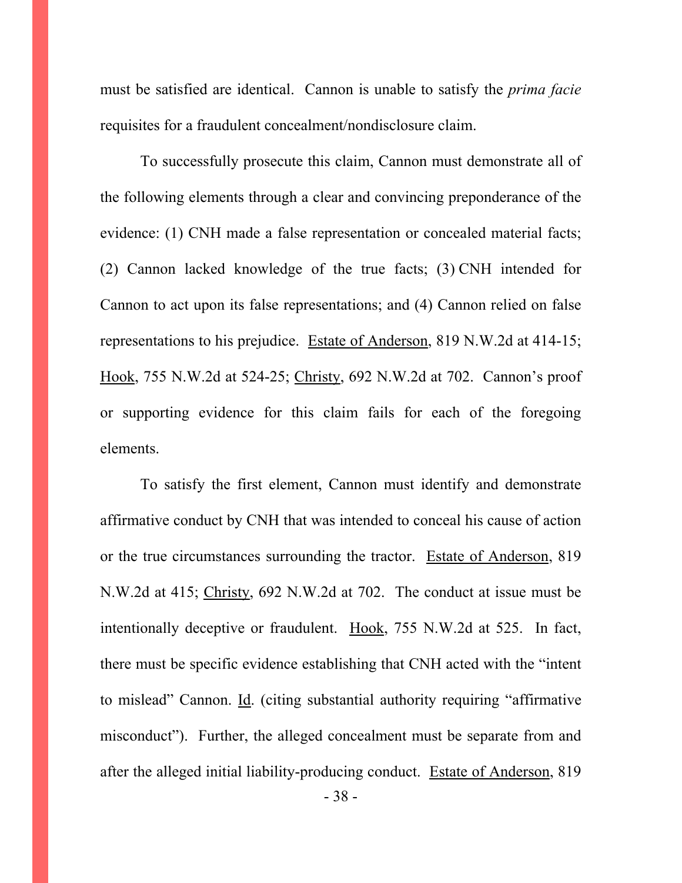must be satisfied are identical. Cannon is unable to satisfy the *prima facie* requisites for a fraudulent concealment/nondisclosure claim.

To successfully prosecute this claim, Cannon must demonstrate all of the following elements through a clear and convincing preponderance of the evidence: (1) CNH made a false representation or concealed material facts; (2) Cannon lacked knowledge of the true facts; (3) CNH intended for Cannon to act upon its false representations; and (4) Cannon relied on false representations to his prejudice. Estate of Anderson, 819 N.W.2d at 414-15; Hook, 755 N.W.2d at 524-25; Christy, 692 N.W.2d at 702. Cannon's proof or supporting evidence for this claim fails for each of the foregoing elements.

To satisfy the first element, Cannon must identify and demonstrate affirmative conduct by CNH that was intended to conceal his cause of action or the true circumstances surrounding the tractor. Estate of Anderson, 819 N.W.2d at 415; Christy, 692 N.W.2d at 702. The conduct at issue must be intentionally deceptive or fraudulent. Hook, 755 N.W.2d at 525. In fact, there must be specific evidence establishing that CNH acted with the "intent to mislead" Cannon. Id. (citing substantial authority requiring "affirmative misconduct"). Further, the alleged concealment must be separate from and after the alleged initial liability-producing conduct. Estate of Anderson, 819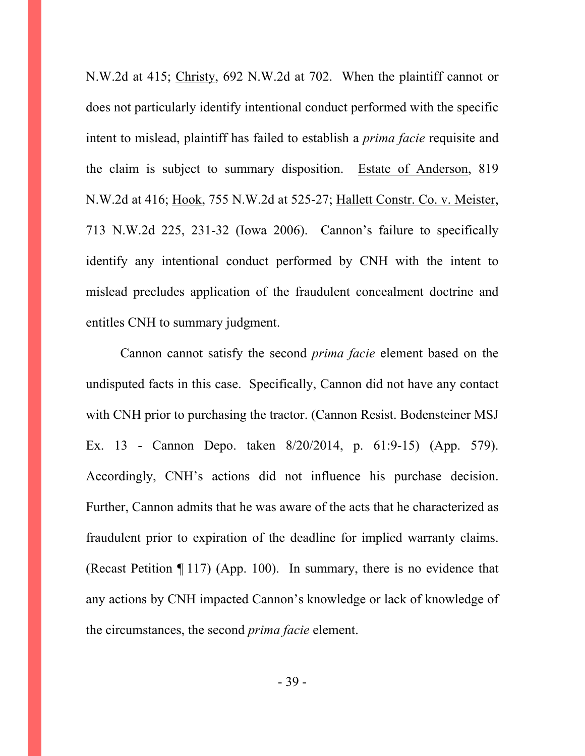N.W.2d at 415; Christy, 692 N.W.2d at 702. When the plaintiff cannot or does not particularly identify intentional conduct performed with the specific intent to mislead, plaintiff has failed to establish a *prima facie* requisite and the claim is subject to summary disposition. Estate of Anderson, 819 N.W.2d at 416; Hook, 755 N.W.2d at 525-27; Hallett Constr. Co. v. Meister, 713 N.W.2d 225, 231-32 (Iowa 2006). Cannon's failure to specifically identify any intentional conduct performed by CNH with the intent to mislead precludes application of the fraudulent concealment doctrine and entitles CNH to summary judgment.

Cannon cannot satisfy the second *prima facie* element based on the undisputed facts in this case. Specifically, Cannon did not have any contact with CNH prior to purchasing the tractor. (Cannon Resist. Bodensteiner MSJ Ex. 13 - Cannon Depo. taken 8/20/2014, p. 61:9-15) (App. 579). Accordingly, CNH's actions did not influence his purchase decision. Further, Cannon admits that he was aware of the acts that he characterized as fraudulent prior to expiration of the deadline for implied warranty claims. (Recast Petition ¶ 117) (App. 100). In summary, there is no evidence that any actions by CNH impacted Cannon's knowledge or lack of knowledge of the circumstances, the second *prima facie* element.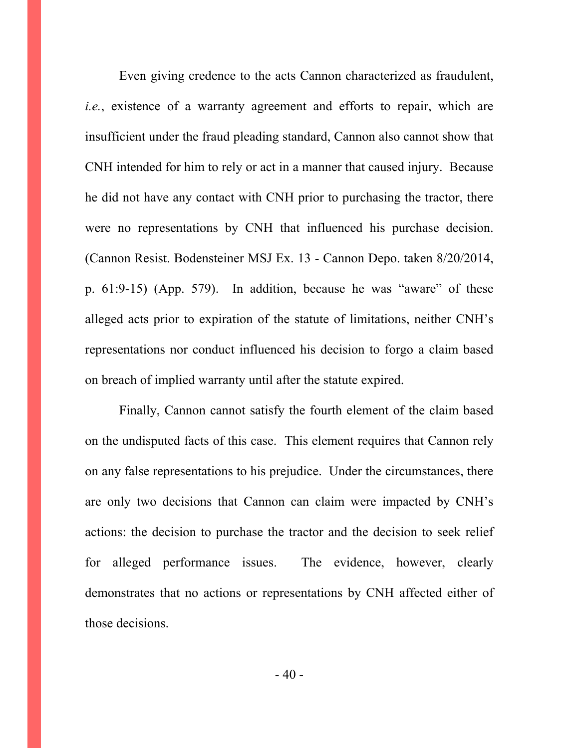Even giving credence to the acts Cannon characterized as fraudulent, *i.e.*, existence of a warranty agreement and efforts to repair, which are insufficient under the fraud pleading standard, Cannon also cannot show that CNH intended for him to rely or act in a manner that caused injury. Because he did not have any contact with CNH prior to purchasing the tractor, there were no representations by CNH that influenced his purchase decision. (Cannon Resist. Bodensteiner MSJ Ex. 13 - Cannon Depo. taken 8/20/2014, p. 61:9-15) (App. 579). In addition, because he was "aware" of these alleged acts prior to expiration of the statute of limitations, neither CNH's representations nor conduct influenced his decision to forgo a claim based on breach of implied warranty until after the statute expired.

Finally, Cannon cannot satisfy the fourth element of the claim based on the undisputed facts of this case. This element requires that Cannon rely on any false representations to his prejudice. Under the circumstances, there are only two decisions that Cannon can claim were impacted by CNH's actions: the decision to purchase the tractor and the decision to seek relief for alleged performance issues. The evidence, however, clearly demonstrates that no actions or representations by CNH affected either of those decisions.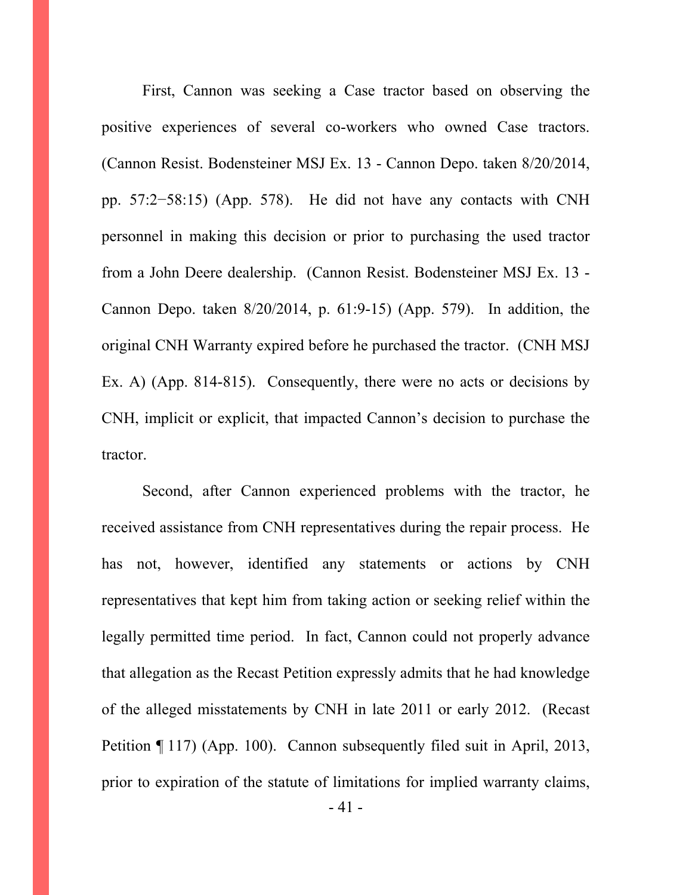First, Cannon was seeking a Case tractor based on observing the positive experiences of several co-workers who owned Case tractors. (Cannon Resist. Bodensteiner MSJ Ex. 13 - Cannon Depo. taken 8/20/2014, pp. 57:2−58:15) (App. 578). He did not have any contacts with CNH personnel in making this decision or prior to purchasing the used tractor from a John Deere dealership. (Cannon Resist. Bodensteiner MSJ Ex. 13 - Cannon Depo. taken 8/20/2014, p. 61:9-15) (App. 579). In addition, the original CNH Warranty expired before he purchased the tractor. (CNH MSJ Ex. A) (App. 814-815). Consequently, there were no acts or decisions by CNH, implicit or explicit, that impacted Cannon's decision to purchase the tractor.

Second, after Cannon experienced problems with the tractor, he received assistance from CNH representatives during the repair process. He has not, however, identified any statements or actions by CNH representatives that kept him from taking action or seeking relief within the legally permitted time period. In fact, Cannon could not properly advance that allegation as the Recast Petition expressly admits that he had knowledge of the alleged misstatements by CNH in late 2011 or early 2012. (Recast Petition ¶ 117) (App. 100). Cannon subsequently filed suit in April, 2013, prior to expiration of the statute of limitations for implied warranty claims,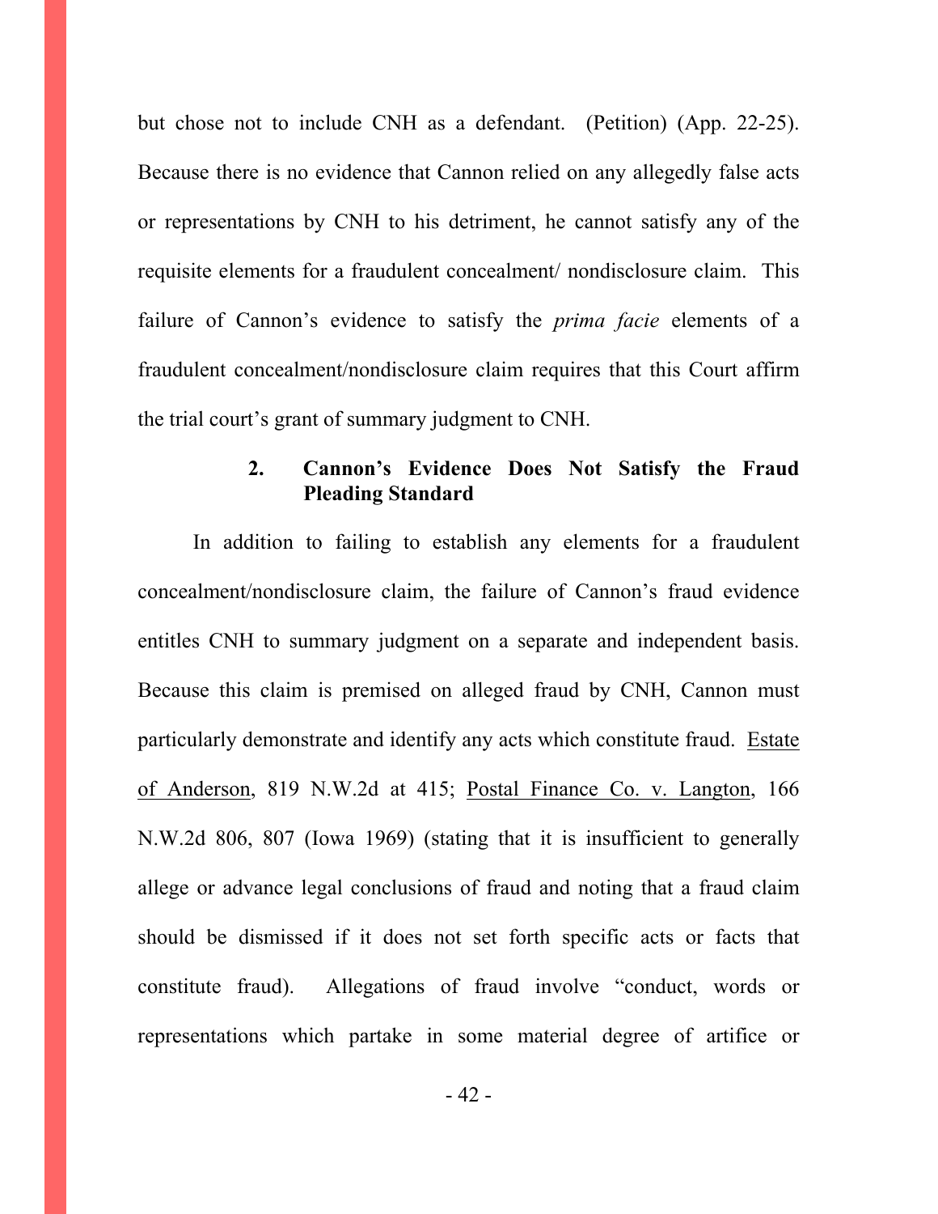but chose not to include CNH as a defendant. (Petition) (App. 22-25). Because there is no evidence that Cannon relied on any allegedly false acts or representations by CNH to his detriment, he cannot satisfy any of the requisite elements for a fraudulent concealment/ nondisclosure claim. This failure of Cannon's evidence to satisfy the *prima facie* elements of a fraudulent concealment/nondisclosure claim requires that this Court affirm the trial court's grant of summary judgment to CNH.

### 2. Cannon's Evidence Does Not Satisfy the Fraud Pleading Standard

In addition to failing to establish any elements for a fraudulent concealment/nondisclosure claim, the failure of Cannon's fraud evidence entitles CNH to summary judgment on a separate and independent basis. Because this claim is premised on alleged fraud by CNH, Cannon must particularly demonstrate and identify any acts which constitute fraud. Estate of Anderson, 819 N.W.2d at 415; Postal Finance Co. v. Langton, 166 N.W.2d 806, 807 (Iowa 1969) (stating that it is insufficient to generally allege or advance legal conclusions of fraud and noting that a fraud claim should be dismissed if it does not set forth specific acts or facts that constitute fraud). Allegations of fraud involve "conduct, words or representations which partake in some material degree of artifice or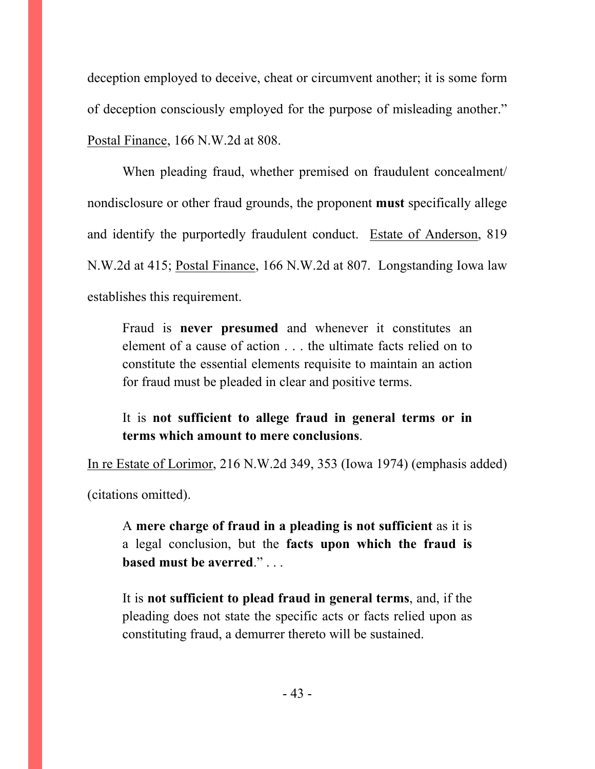deception employed to deceive, cheat or circumvent another; it is some form of deception consciously employed for the purpose of misleading another." Postal Finance, 166 N.W.2d at 808.

When pleading fraud, whether premised on fraudulent concealment/ nondisclosure or other fraud grounds, the proponent **must** specifically allege and identify the purportedly fraudulent conduct. Estate of Anderson, 819 N.W.2d at 415; Postal Finance, 166 N.W.2d at 807. Longstanding Iowa law establishes this requirement.

> Fraud is **never presumed** and whenever it constitutes an element of a cause of action . . . the ultimate facts relied on to constitute the essential elements requisite to maintain an action for fraud must be pleaded in clear and positive terms.
>
> It is **not sufficient to allege fraud in general terms or in terms which amount to mere conclusions**.

In re Estate of Lorimor, 216 N.W.2d 349, 353 (Iowa 1974) (emphasis added) (citations omitted).

> A **mere charge of fraud in a pleading is not sufficient** as it is a legal conclusion, but the **facts upon which the fraud is based must be averred**." . . .
>
> It is **not sufficient to plead fraud in general terms**, and, if the pleading does not state the specific acts or facts relied upon as constituting fraud, a demurrer thereto will be sustained.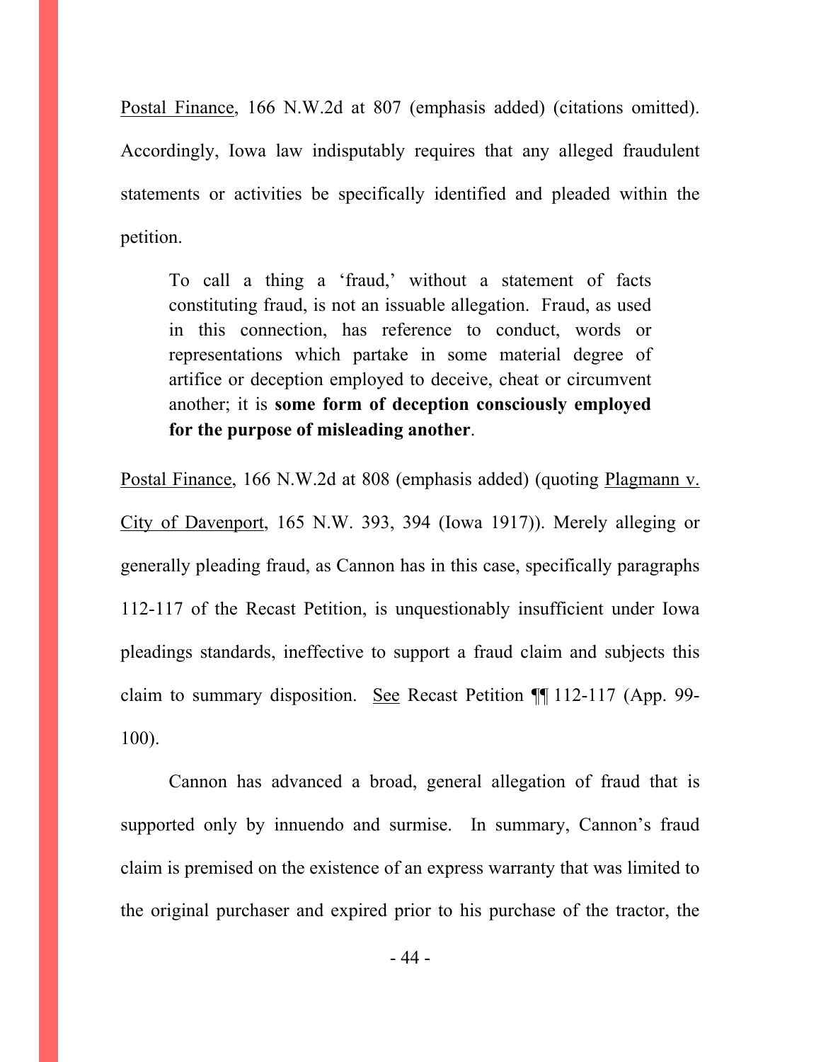Postal Finance, 166 N.W.2d at 807 (emphasis added) (citations omitted). Accordingly, Iowa law indisputably requires that any alleged fraudulent statements or activities be specifically identified and pleaded within the petition.

> To call a thing a 'fraud,' without a statement of facts constituting fraud, is not an issuable allegation. Fraud, as used in this connection, has reference to conduct, words or representations which partake in some material degree of artifice or deception employed to deceive, cheat or circumvent another; it is **some form of deception consciously employed for the purpose of misleading another**.

Postal Finance, 166 N.W.2d at 808 (emphasis added) (quoting Plagmann v. City of Davenport, 165 N.W. 393, 394 (Iowa 1917)). Merely alleging or generally pleading fraud, as Cannon has in this case, specifically paragraphs 112-117 of the Recast Petition, is unquestionably insufficient under Iowa pleadings standards, ineffective to support a fraud claim and subjects this claim to summary disposition. See Recast Petition ¶¶ 112-117 (App. 99-100).

Cannon has advanced a broad, general allegation of fraud that is supported only by innuendo and surmise. In summary, Cannon's fraud claim is premised on the existence of an express warranty that was limited to the original purchaser and expired prior to his purchase of the tractor, the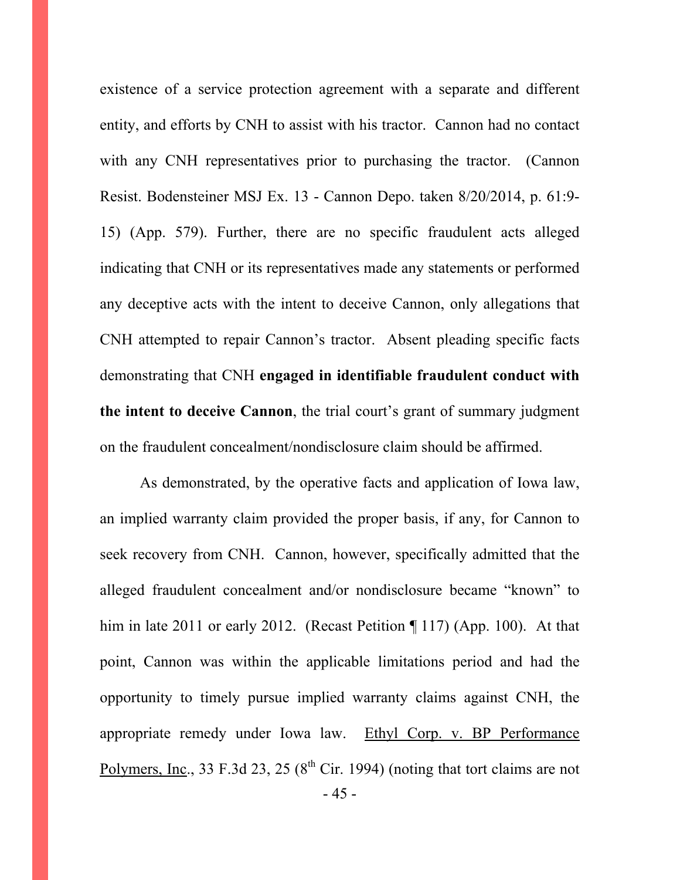existence of a service protection agreement with a separate and different entity, and efforts by CNH to assist with his tractor. Cannon had no contact with any CNH representatives prior to purchasing the tractor. (Cannon Resist. Bodensteiner MSJ Ex. 13 - Cannon Depo. taken 8/20/2014, p. 61:9-15) (App. 579). Further, there are no specific fraudulent acts alleged indicating that CNH or its representatives made any statements or performed any deceptive acts with the intent to deceive Cannon, only allegations that CNH attempted to repair Cannon's tractor. Absent pleading specific facts demonstrating that CNH **engaged in identifiable fraudulent conduct with the intent to deceive Cannon**, the trial court's grant of summary judgment on the fraudulent concealment/nondisclosure claim should be affirmed.

As demonstrated, by the operative facts and application of Iowa law, an implied warranty claim provided the proper basis, if any, for Cannon to seek recovery from CNH. Cannon, however, specifically admitted that the alleged fraudulent concealment and/or nondisclosure became "known" to him in late 2011 or early 2012. (Recast Petition ¶ 117) (App. 100). At that point, Cannon was within the applicable limitations period and had the opportunity to timely pursue implied warranty claims against CNH, the appropriate remedy under Iowa law. <u>Ethyl Corp. v. BP Performance Polymers, Inc</u>., 33 F.3d 23, 25 (8th Cir. 1994) (noting that tort claims are not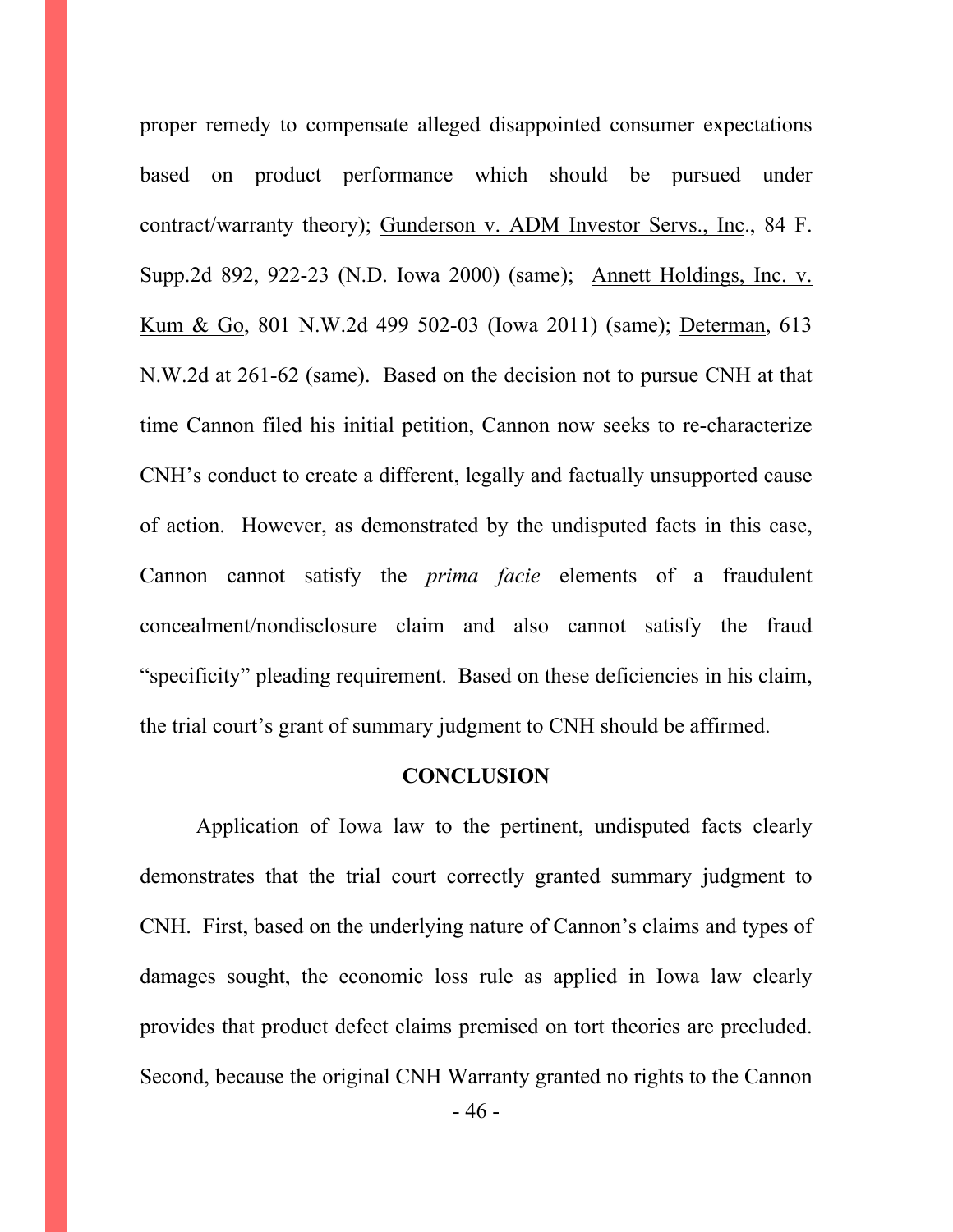proper remedy to compensate alleged disappointed consumer expectations based on product performance which should be pursued under contract/warranty theory); Gunderson v. ADM Investor Servs., Inc., 84 F. Supp.2d 892, 922-23 (N.D. Iowa 2000) (same); Annett Holdings, Inc. v. Kum & Go, 801 N.W.2d 499 502-03 (Iowa 2011) (same); Determan, 613 N.W.2d at 261-62 (same). Based on the decision not to pursue CNH at that time Cannon filed his initial petition, Cannon now seeks to re-characterize CNH's conduct to create a different, legally and factually unsupported cause of action. However, as demonstrated by the undisputed facts in this case, Cannon cannot satisfy the *prima facie* elements of a fraudulent concealment/nondisclosure claim and also cannot satisfy the fraud "specificity" pleading requirement. Based on these deficiencies in his claim, the trial court's grant of summary judgment to CNH should be affirmed.

## CONCLUSION

Application of Iowa law to the pertinent, undisputed facts clearly demonstrates that the trial court correctly granted summary judgment to CNH. First, based on the underlying nature of Cannon's claims and types of damages sought, the economic loss rule as applied in Iowa law clearly provides that product defect claims premised on tort theories are precluded. Second, because the original CNH Warranty granted no rights to the Cannon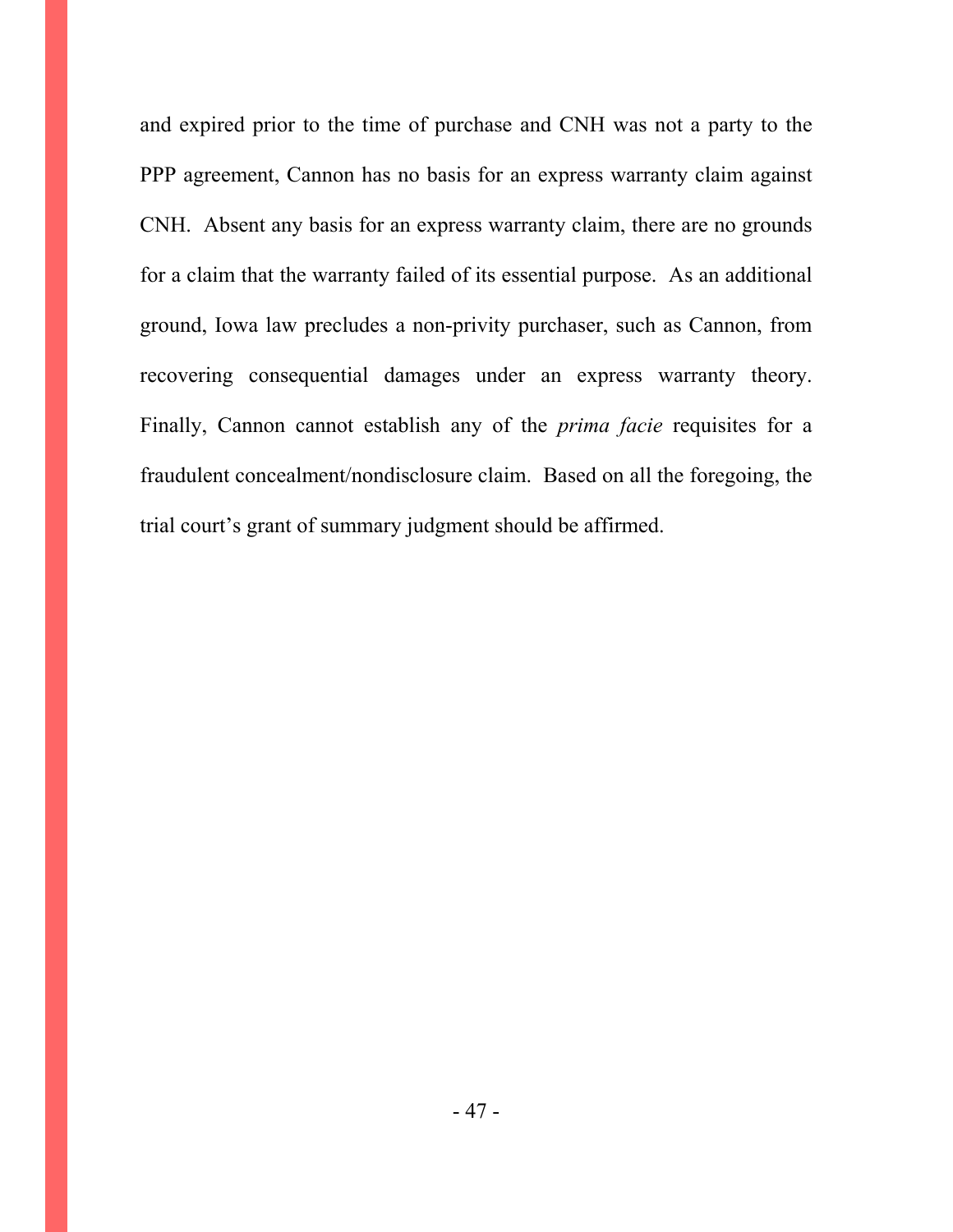and expired prior to the time of purchase and CNH was not a party to the PPP agreement, Cannon has no basis for an express warranty claim against CNH. Absent any basis for an express warranty claim, there are no grounds for a claim that the warranty failed of its essential purpose. As an additional ground, Iowa law precludes a non-privity purchaser, such as Cannon, from recovering consequential damages under an express warranty theory. Finally, Cannon cannot establish any of the *prima facie* requisites for a fraudulent concealment/nondisclosure claim. Based on all the foregoing, the trial court's grant of summary judgment should be affirmed.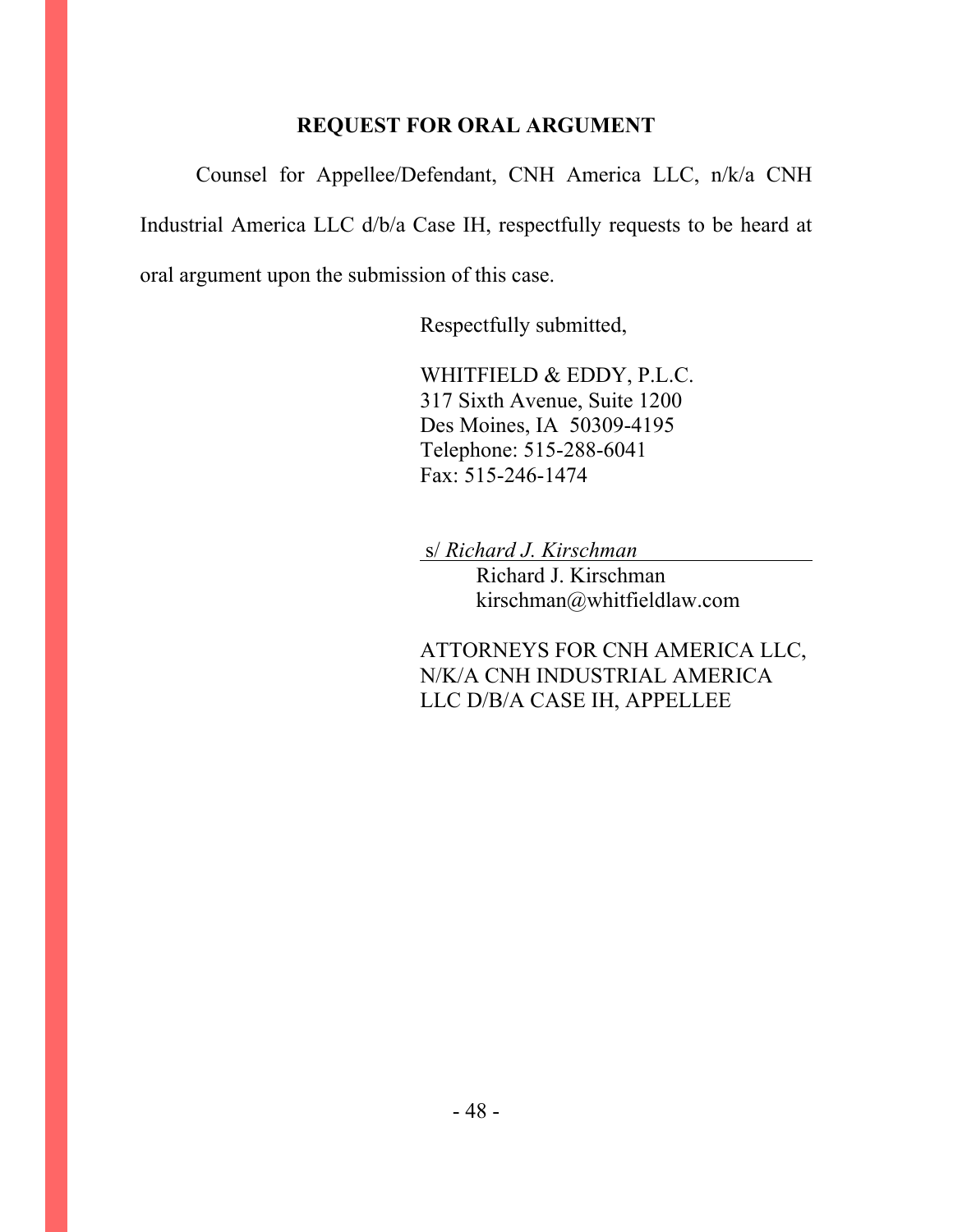## REQUEST FOR ORAL ARGUMENT

Counsel for Appellee/Defendant, CNH America LLC, n/k/a CNH Industrial America LLC d/b/a Case IH, respectfully requests to be heard at oral argument upon the submission of this case.

Respectfully submitted,

WHITFIELD & EDDY, P.L.C.
317 Sixth Avenue, Suite 1200
Des Moines, IA 50309-4195
Telephone: 515-288-6041
Fax: 515-246-1474

s/ *Richard J. Kirschman*
Richard J. Kirschman
kirschman@whitfieldlaw.com

ATTORNEYS FOR CNH AMERICA LLC, N/K/A CNH INDUSTRIAL AMERICA LLC D/B/A CASE IH, APPELLEE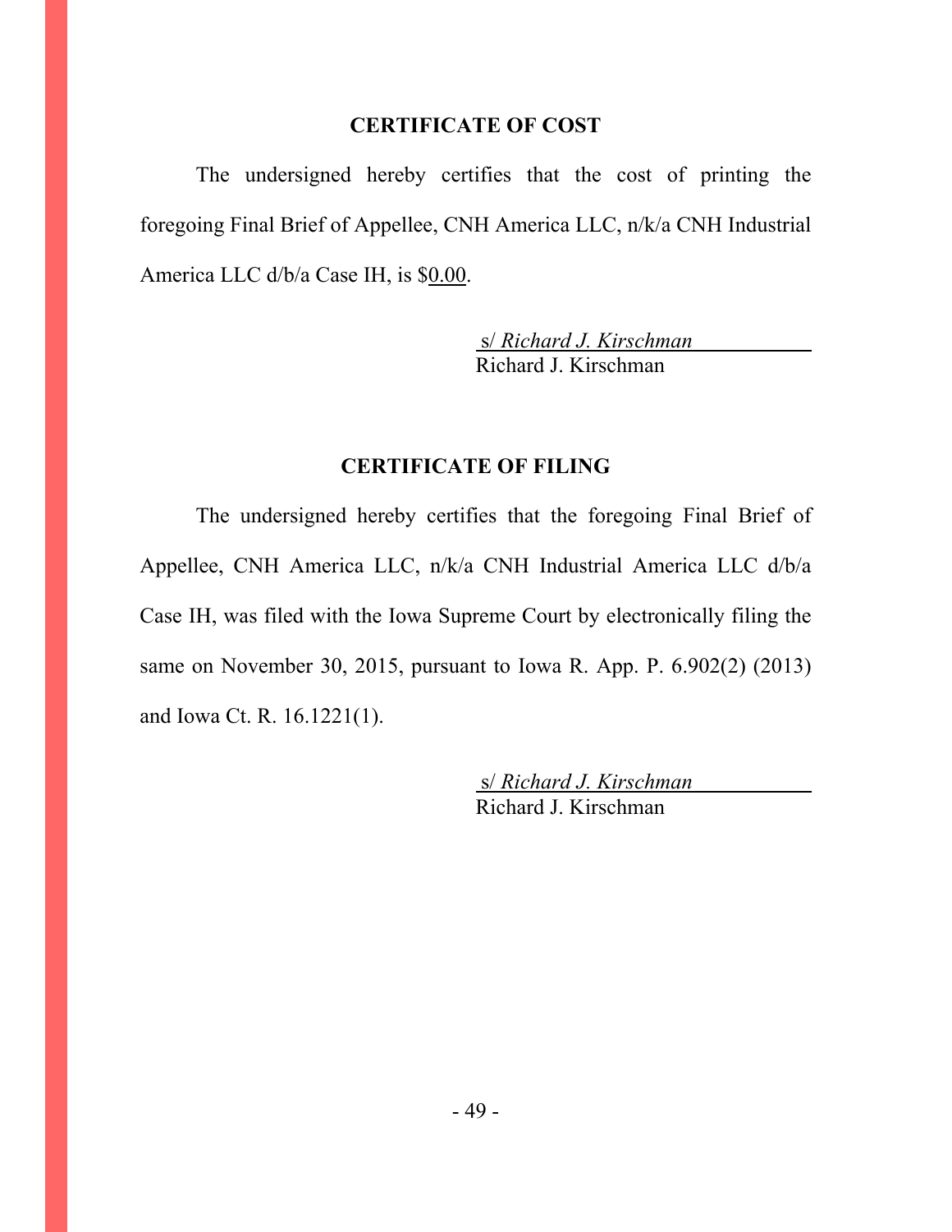## CERTIFICATE OF COST

The undersigned hereby certifies that the cost of printing the foregoing Final Brief of Appellee, CNH America LLC, n/k/a CNH Industrial America LLC d/b/a Case IH, is $0.00.

s/ *Richard J. Kirschman*
Richard J. Kirschman

## CERTIFICATE OF FILING

The undersigned hereby certifies that the foregoing Final Brief of Appellee, CNH America LLC, n/k/a CNH Industrial America LLC d/b/a Case IH, was filed with the Iowa Supreme Court by electronically filing the same on November 30, 2015, pursuant to Iowa R. App. P. 6.902(2) (2013) and Iowa Ct. R. 16.1221(1).

s/ *Richard J. Kirschman*
Richard J. Kirschman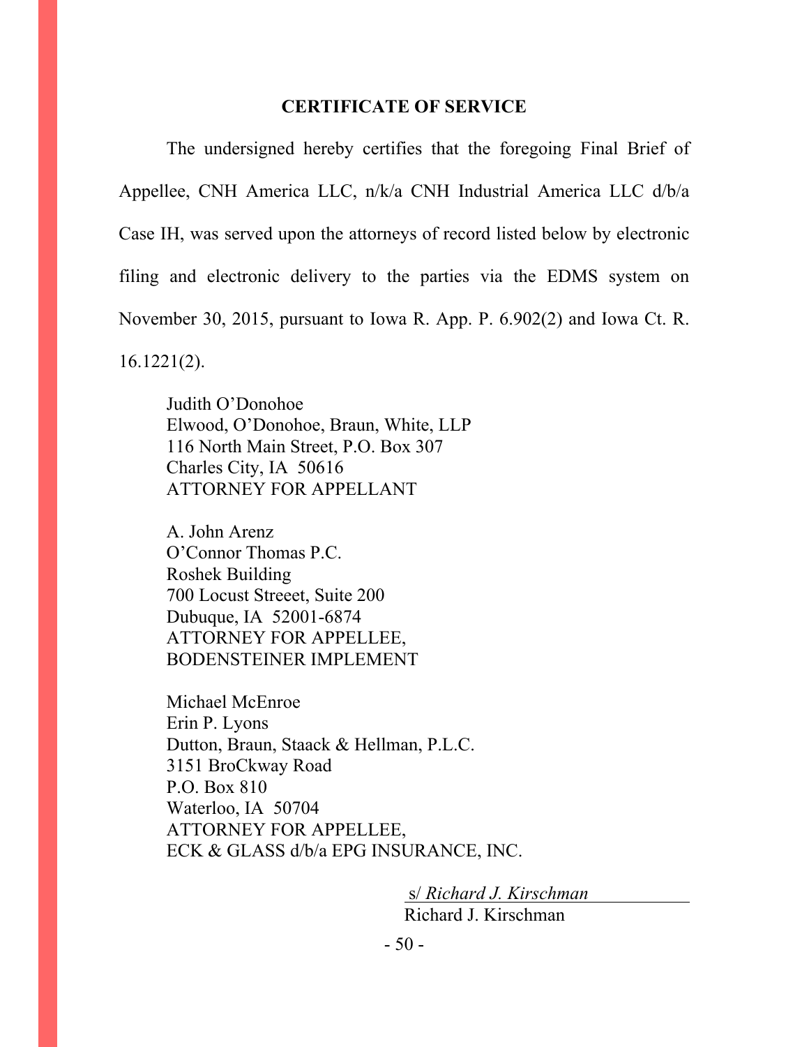## CERTIFICATE OF SERVICE

The undersigned hereby certifies that the foregoing Final Brief of Appellee, CNH America LLC, n/k/a CNH Industrial America LLC d/b/a Case IH, was served upon the attorneys of record listed below by electronic filing and electronic delivery to the parties via the EDMS system on November 30, 2015, pursuant to Iowa R. App. P. 6.902(2) and Iowa Ct. R. 16.1221(2).

Judith O'Donohoe
Elwood, O'Donohoe, Braun, White, LLP
116 North Main Street, P.O. Box 307
Charles City, IA 50616
ATTORNEY FOR APPELLANT

A. John Arenz
O'Connor Thomas P.C.
Roshek Building
700 Locust Streeet, Suite 200
Dubuque, IA 52001-6874
ATTORNEY FOR APPELLEE,
BODENSTEINER IMPLEMENT

Michael McEnroe
Erin P. Lyons
Dutton, Braun, Staack & Hellman, P.L.C.
3151 BroCkway Road
P.O. Box 810
Waterloo, IA 50704
ATTORNEY FOR APPELLEE,
ECK & GLASS d/b/a EPG INSURANCE, INC.

s/ *Richard J. Kirschman*
Richard J. Kirschman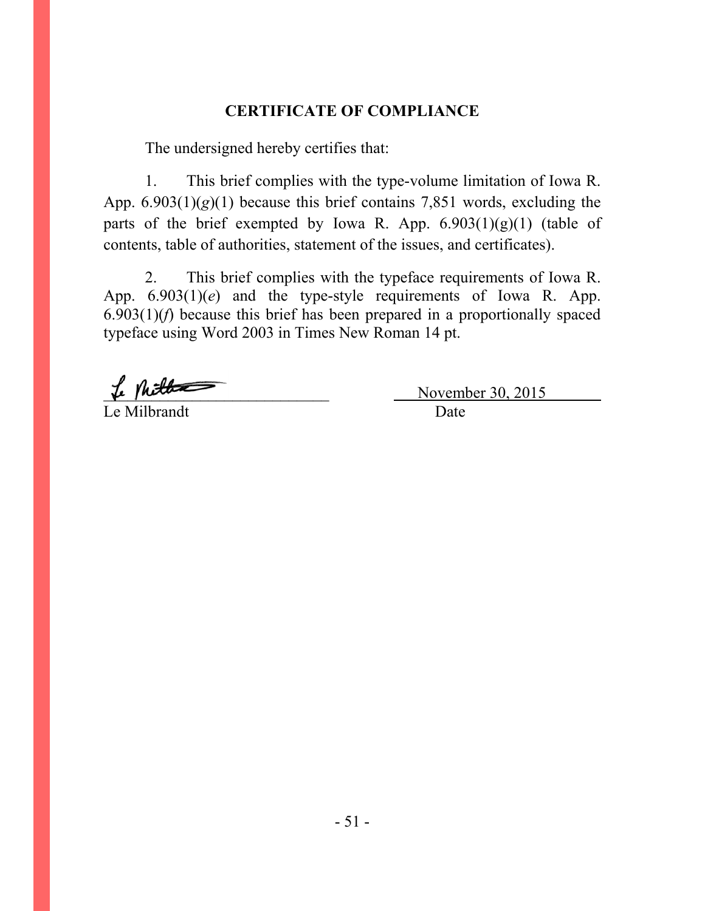## CERTIFICATE OF COMPLIANCE

The undersigned hereby certifies that:

1. This brief complies with the type-volume limitation of Iowa R. App. 6.903(1)(*g*)(1) because this brief contains 7,851 words, excluding the parts of the brief exempted by Iowa R. App. 6.903(1)(g)(1) (table of contents, table of authorities, statement of the issues, and certificates).

2. This brief complies with the typeface requirements of Iowa R. App. 6.903(1)(*e*) and the type-style requirements of Iowa R. App. 6.903(1)(*f*) because this brief has been prepared in a proportionally spaced typeface using Word 2003 in Times New Roman 14 pt.

\_\_\_\_\_\_\_\_\_\_\_\_\_\_\_\_\_\_\_\_\_\_\_\_\_\_\_\_ November 30, 2015
Le Milbrandt Date